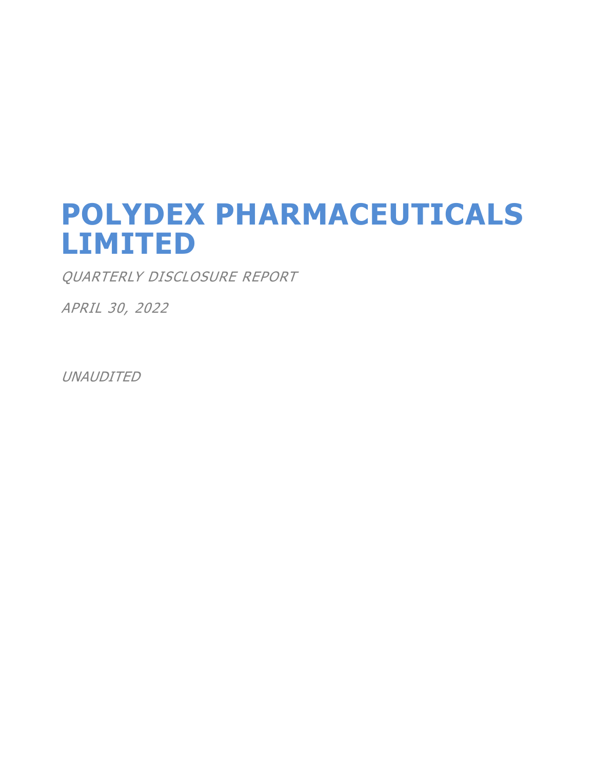# POLYDEX PHARMACEUTICALS LIMITED

*QUARTERLY DISCLOSURE REPORT*

*APRIL 30, 2022*

*UNAUDITED*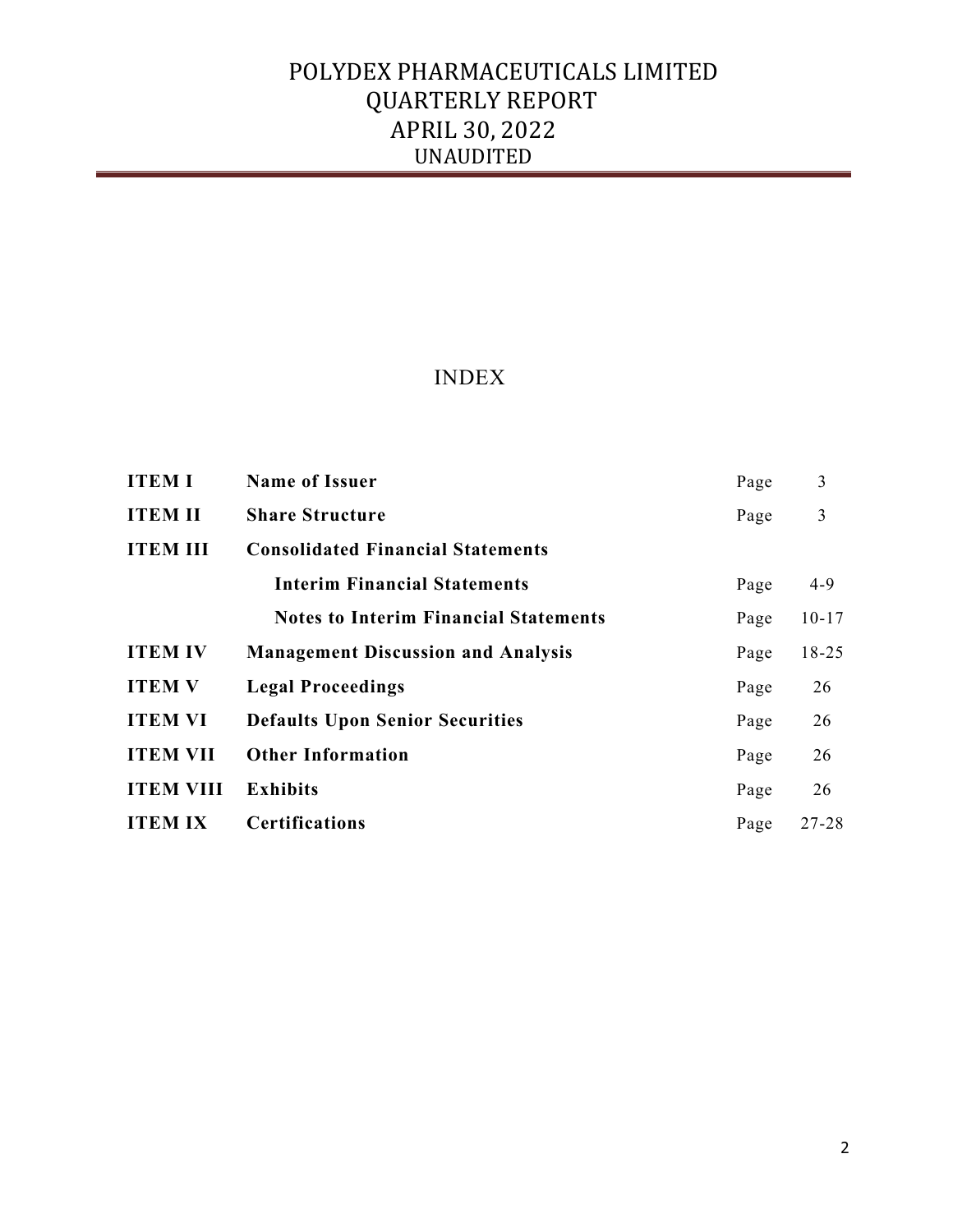# POLYDEX PHARMACEUTICALS LIMITED
## QUARTERLY REPORT
## APRIL 30, 2022
### UNAUDITED

## INDEX

| | | | |
|---|---|---|---|
| **ITEM I** | **Name of Issuer** | Page | 3 |
| **ITEM II** | **Share Structure** | Page | 3 |
| **ITEM III** | **Consolidated Financial Statements** | | |
| | **Interim Financial Statements** | Page | 4-9 |
| | **Notes to Interim Financial Statements** | Page | 10-17 |
| **ITEM IV** | **Management Discussion and Analysis** | Page | 18-25 |
| **ITEM V** | **Legal Proceedings** | Page | 26 |
| **ITEM VI** | **Defaults Upon Senior Securities** | Page | 26 |
| **ITEM VII** | **Other Information** | Page | 26 |
| **ITEM VIII** | **Exhibits** | Page | 26 |
| **ITEM IX** | **Certifications** | Page | 27-28 |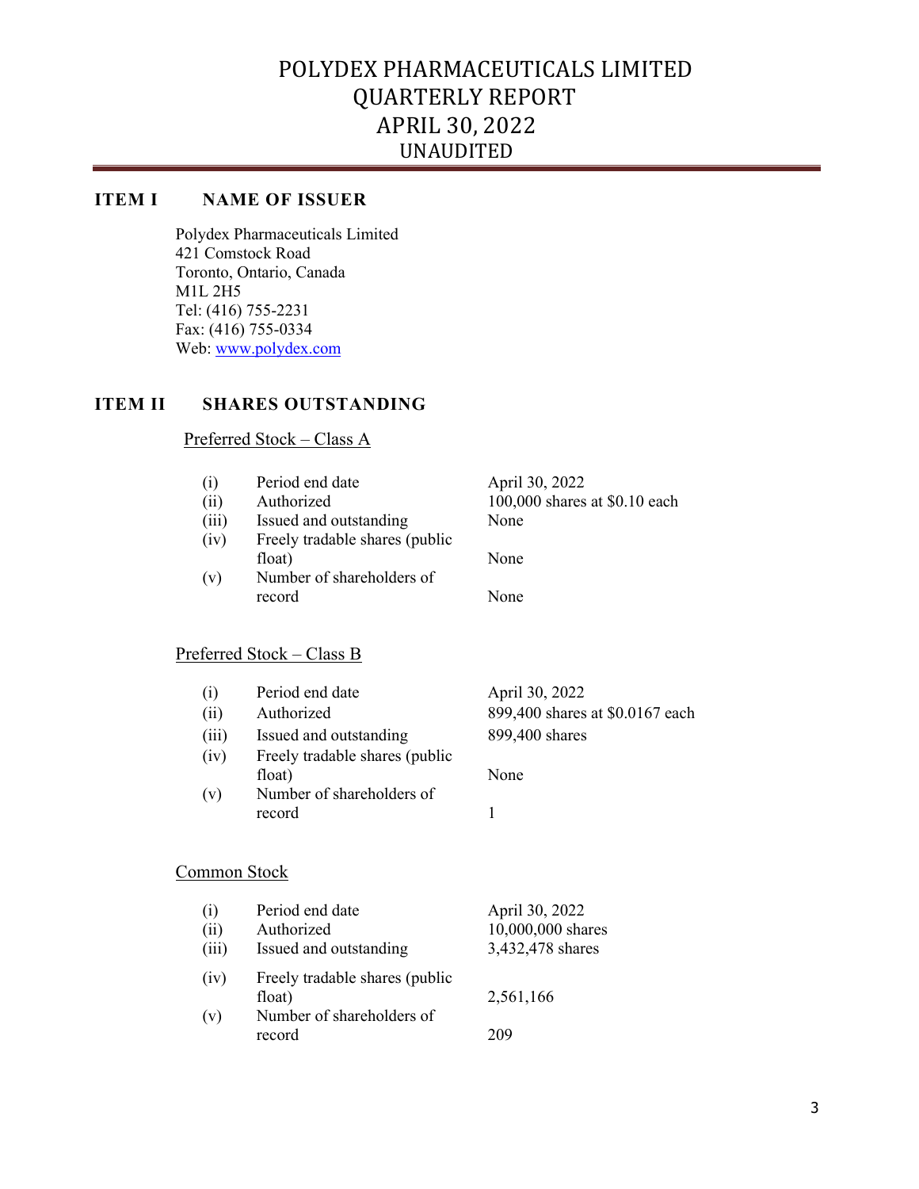# POLYDEX PHARMACEUTICALS LIMITED
# QUARTERLY REPORT
# APRIL 30, 2022
## UNAUDITED

## ITEM I NAME OF ISSUER

Polydex Pharmaceuticals Limited
421 Comstock Road
Toronto, Ontario, Canada
M1L 2H5
Tel: (416) 755-2231
Fax: (416) 755-0334
Web: www.polydex.com

## ITEM II SHARES OUTSTANDING

Preferred Stock – Class A

| | | |
|---|---|---|
| (i) | Period end date | April 30, 2022 |
| (ii) | Authorized | 100,000 shares at $0.10 each |
| (iii) | Issued and outstanding | None |
| (iv) | Freely tradable shares (public float) | None |
| (v) | Number of shareholders of record | None |

Preferred Stock – Class B

| | | |
|---|---|---|
| (i) | Period end date | April 30, 2022 |
| (ii) | Authorized | 899,400 shares at $0.0167 each |
| (iii) | Issued and outstanding | 899,400 shares |
| (iv) | Freely tradable shares (public float) | None |
| (v) | Number of shareholders of record | 1 |

Common Stock

| | | |
|---|---|---|
| (i) | Period end date | April 30, 2022 |
| (ii) | Authorized | 10,000,000 shares |
| (iii) | Issued and outstanding | 3,432,478 shares |
| (iv) | Freely tradable shares (public float) | 2,561,166 |
| (v) | Number of shareholders of record | 209 |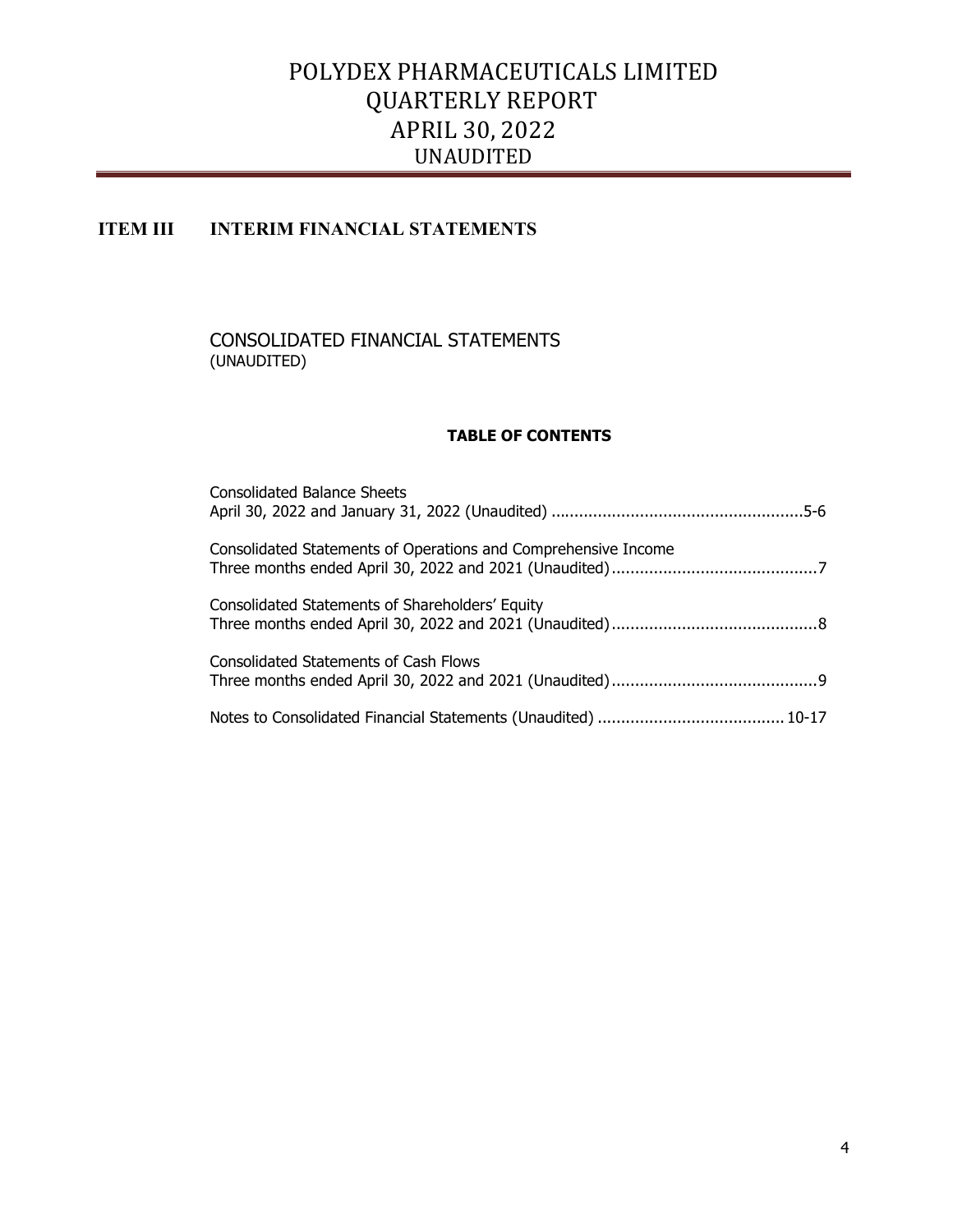# POLYDEX PHARMACEUTICALS LIMITED
# QUARTERLY REPORT
# APRIL 30, 2022
# UNAUDITED

## ITEM III INTERIM FINANCIAL STATEMENTS

### CONSOLIDATED FINANCIAL STATEMENTS
(UNAUDITED)

**TABLE OF CONTENTS**

Consolidated Balance Sheets
April 30, 2022 and January 31, 2022 (Unaudited) ....................................................5-6

Consolidated Statements of Operations and Comprehensive Income
Three months ended April 30, 2022 and 2021 (Unaudited)............................................7

Consolidated Statements of Shareholders' Equity
Three months ended April 30, 2022 and 2021 (Unaudited)............................................8

Consolidated Statements of Cash Flows
Three months ended April 30, 2022 and 2021 (Unaudited)............................................9

Notes to Consolidated Financial Statements (Unaudited) ........................................10-17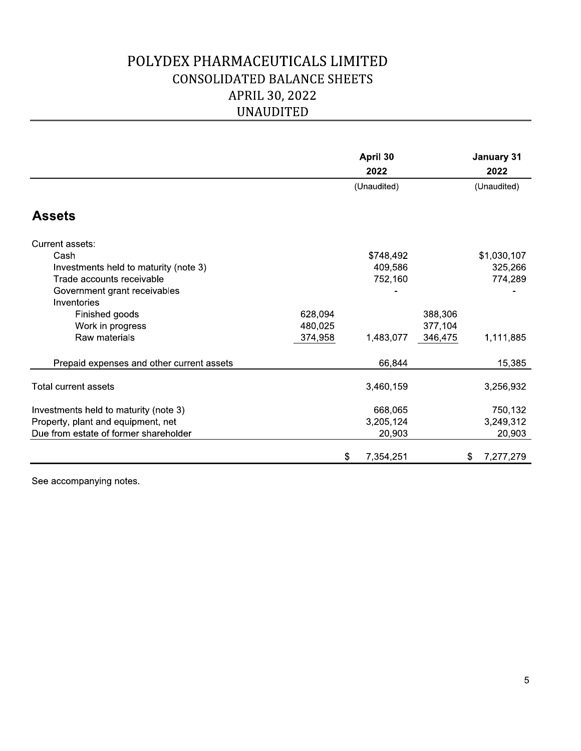# POLYDEX PHARMACEUTICALS LIMITED
## CONSOLIDATED BALANCE SHEETS
## APRIL 30, 2022
## UNAUDITED

| | | April 30 2022 | | January 31 2022 |
|---|---|---|---|---|
| | | (Unaudited) | | (Unaudited) |
| **Assets** | | | | |
| Current assets: | | | | |
| Cash | | $748,492 | | $1,030,107 |
| Investments held to maturity (note 3) | | 409,586 | | 325,266 |
| Trade accounts receivable | | 752,160 | | 774,289 |
| Government grant receivables | | - | | - |
| Inventories | | | | |
| Finished goods | 628,094 | | 388,306 | |
| Work in progress | 480,025 | | 377,104 | |
| Raw materials | 374,958 | 1,483,077 | 346,475 | 1,111,885 |
| Prepaid expenses and other current assets | | 66,844 | | 15,385 |
| Total current assets | | 3,460,159 | | 3,256,932 |
| Investments held to maturity (note 3) | | 668,065 | | 750,132 |
| Property, plant and equipment, net | | 3,205,124 | | 3,249,312 |
| Due from estate of former shareholder | | 20,903 | | 20,903 |
| | | $ 7,354,251 | | $ 7,277,279 |

See accompanying notes.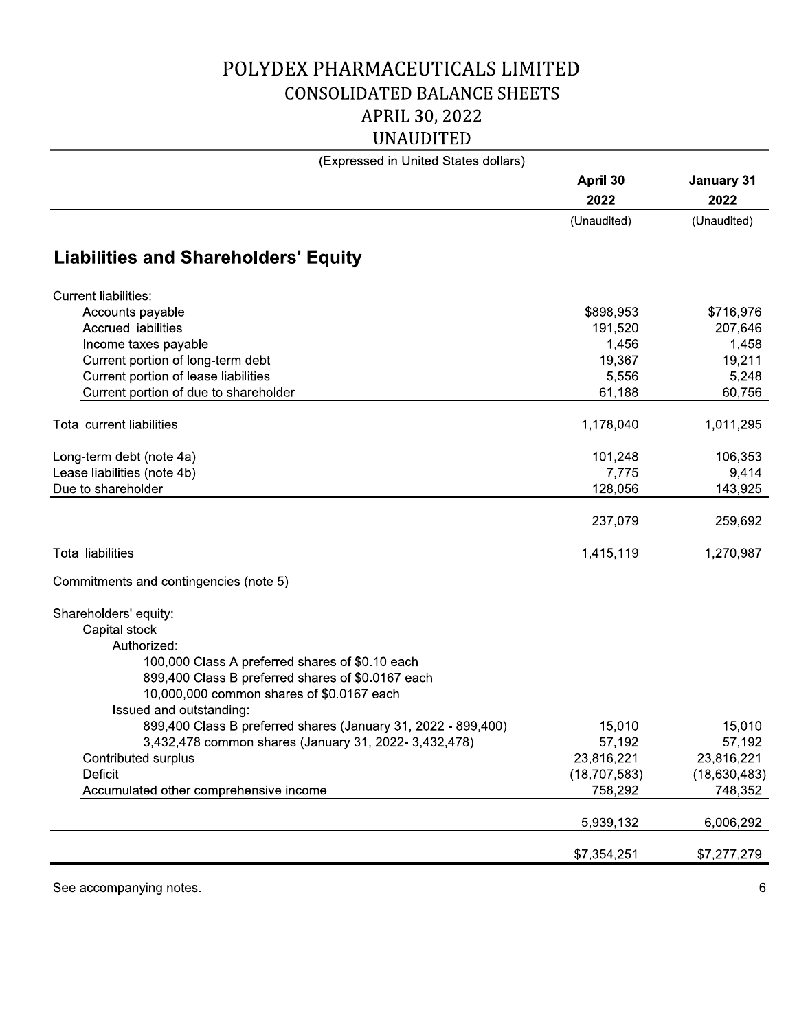# POLYDEX PHARMACEUTICALS LIMITED

## CONSOLIDATED BALANCE SHEETS

## APRIL 30, 2022

## UNAUDITED

(Expressed in United States dollars)

| | April 30 2022 | January 31 2022 |
|---|---|---|
| | (Unaudited) | (Unaudited) |
| **Liabilities and Shareholders' Equity** | | |
| Current liabilities: | | |
| Accounts payable | $898,953 | $716,976 |
| Accrued liabilities | 191,520 | 207,646 |
| Income taxes payable | 1,456 | 1,458 |
| Current portion of long-term debt | 19,367 | 19,211 |
| Current portion of lease liabilities | 5,556 | 5,248 |
| Current portion of due to shareholder | 61,188 | 60,756 |
| Total current liabilities | 1,178,040 | 1,011,295 |
| Long-term debt (note 4a) | 101,248 | 106,353 |
| Lease liabilities (note 4b) | 7,775 | 9,414 |
| Due to shareholder | 128,056 | 143,925 |
| | 237,079 | 259,692 |
| Total liabilities | 1,415,119 | 1,270,987 |
| Commitments and contingencies (note 5) | | |
| Shareholders' equity: | | |
| Capital stock | | |
| Authorized: | | |
| 100,000 Class A preferred shares of $0.10 each | | |
| 899,400 Class B preferred shares of $0.0167 each | | |
| 10,000,000 common shares of $0.0167 each | | |
| Issued and outstanding: | | |
| 899,400 Class B preferred shares (January 31, 2022 - 899,400) | 15,010 | 15,010 |
| 3,432,478 common shares (January 31, 2022- 3,432,478) | 57,192 | 57,192 |
| Contributed surplus | 23,816,221 | 23,816,221 |
| Deficit | (18,707,583) | (18,630,483) |
| Accumulated other comprehensive income | 758,292 | 748,352 |
| | 5,939,132 | 6,006,292 |
| | $7,354,251 | $7,277,279 |

See accompanying notes.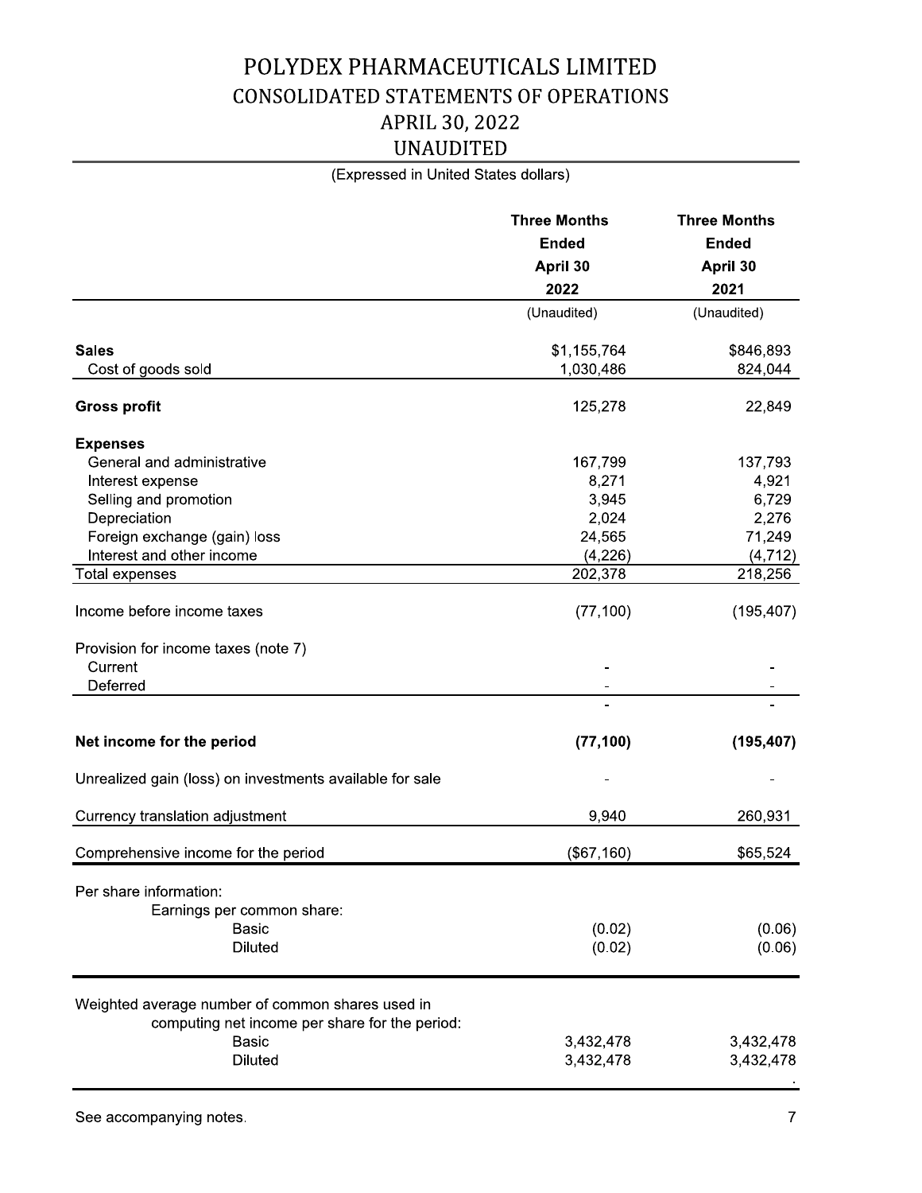# POLYDEX PHARMACEUTICALS LIMITED
## CONSOLIDATED STATEMENTS OF OPERATIONS
## APRIL 30, 2022
## UNAUDITED

(Expressed in United States dollars)

| | Three Months Ended April 30 2022 | Three Months Ended April 30 2021 |
|---|---|---|
| | (Unaudited) | (Unaudited) |
| **Sales** | $1,155,764 | $846,893 |
| Cost of goods sold | 1,030,486 | 824,044 |
| **Gross profit** | 125,278 | 22,849 |
| **Expenses** | | |
| General and administrative | 167,799 | 137,793 |
| Interest expense | 8,271 | 4,921 |
| Selling and promotion | 3,945 | 6,729 |
| Depreciation | 2,024 | 2,276 |
| Foreign exchange (gain) loss | 24,565 | 71,249 |
| Interest and other income | (4,226) | (4,712) |
| Total expenses | 202,378 | 218,256 |
| Income before income taxes | (77,100) | (195,407) |
| Provision for income taxes (note 7) | | |
| Current | - | - |
| Deferred | - | - |
| | - | - |
| **Net income for the period** | **(77,100)** | **(195,407)** |
| Unrealized gain (loss) on investments available for sale | - | - |
| Currency translation adjustment | 9,940 | 260,931 |
| Comprehensive income for the period | ($67,160) | $65,524 |
| Per share information: | | |
| Earnings per common share: | | |
| Basic | (0.02) | (0.06) |
| Diluted | (0.02) | (0.06) |
| Weighted average number of common shares used in computing net income per share for the period: | | |
| Basic | 3,432,478 | 3,432,478 |
| Diluted | 3,432,478 | 3,432,478 |

See accompanying notes.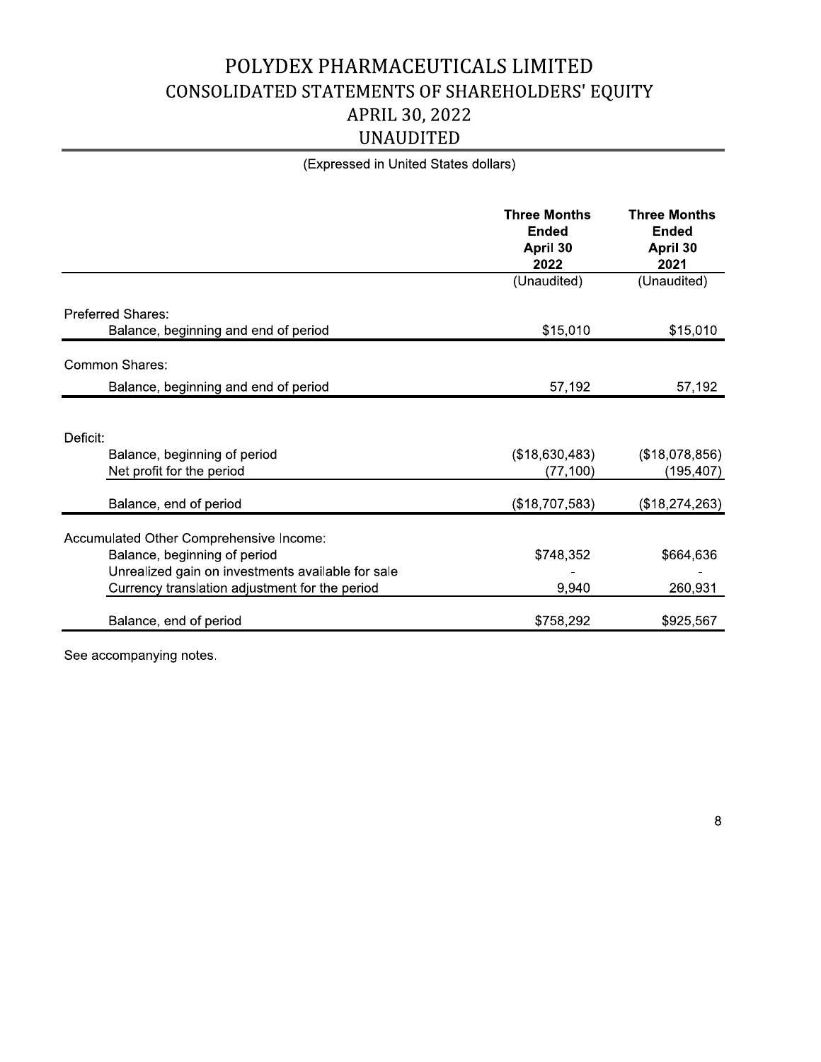# POLYDEX PHARMACEUTICALS LIMITED
## CONSOLIDATED STATEMENTS OF SHAREHOLDERS' EQUITY
## APRIL 30, 2022
## UNAUDITED

(Expressed in United States dollars)

| | Three Months Ended April 30 2022 | Three Months Ended April 30 2021 |
|---|---|---|
| | (Unaudited) | (Unaudited) |
| Preferred Shares: | | |
| Balance, beginning and end of period | $15,010 | $15,010 |
| Common Shares: | | |
| Balance, beginning and end of period | 57,192 | 57,192 |
| Deficit: | | |
| Balance, beginning of period | ($18,630,483) | ($18,078,856) |
| Net profit for the period | (77,100) | (195,407) |
| Balance, end of period | ($18,707,583) | ($18,274,263) |
| Accumulated Other Comprehensive Income: | | |
| Balance, beginning of period | $748,352 | $664,636 |
| Unrealized gain on investments available for sale | - | - |
| Currency translation adjustment for the period | 9,940 | 260,931 |
| Balance, end of period | $758,292 | $925,567 |

See accompanying notes.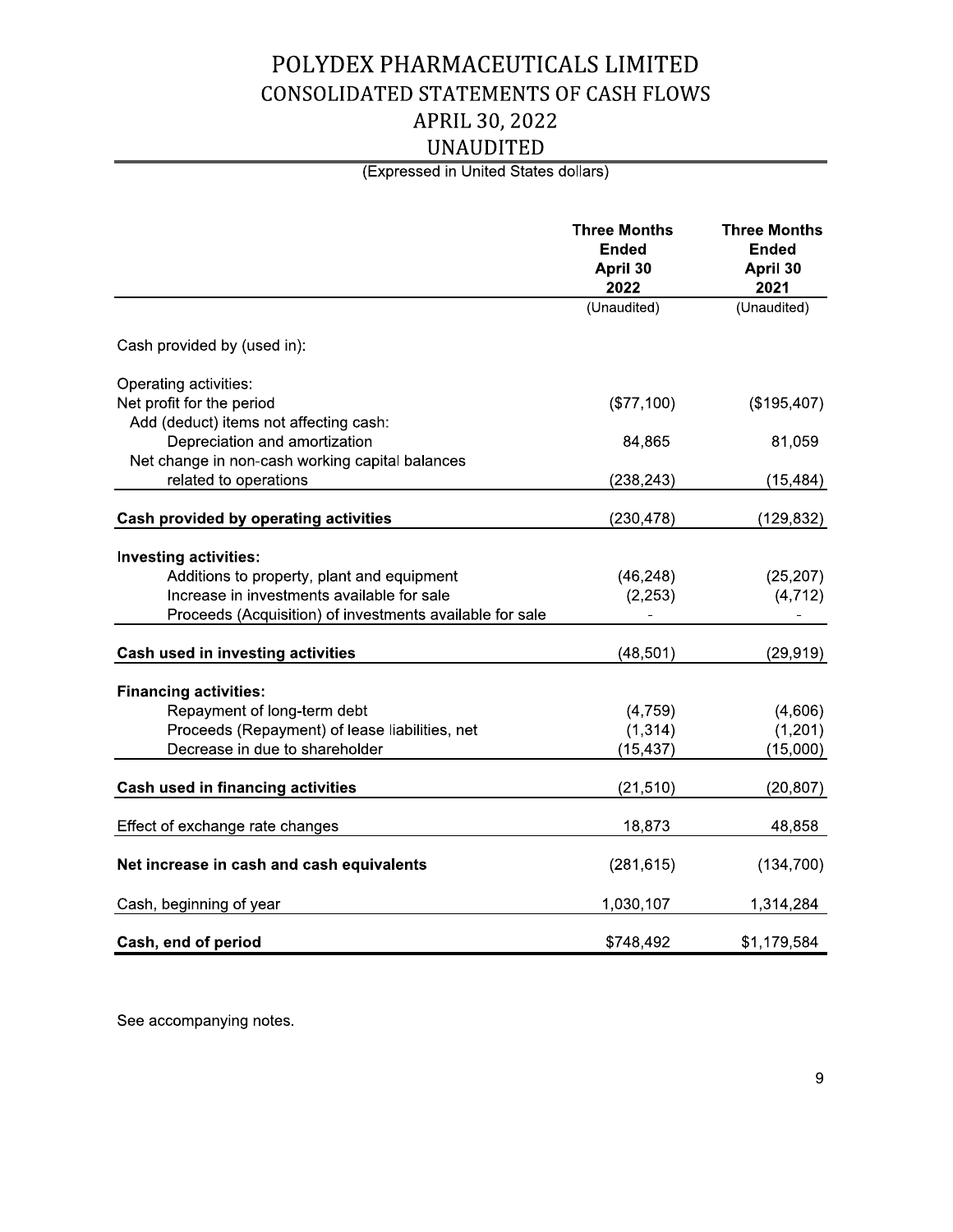# POLYDEX PHARMACEUTICALS LIMITED
## CONSOLIDATED STATEMENTS OF CASH FLOWS
## APRIL 30, 2022
## UNAUDITED

(Expressed in United States dollars)

| | Three Months Ended April 30 2022 | Three Months Ended April 30 2021 |
|---|---|---|
| | (Unaudited) | (Unaudited) |
| Cash provided by (used in): | | |
| Operating activities: | | |
| Net profit for the period | ($77,100) | ($195,407) |
| Add (deduct) items not affecting cash: | | |
| Depreciation and amortization | 84,865 | 81,059 |
| Net change in non-cash working capital balances related to operations | (238,243) | (15,484) |
| **Cash provided by operating activities** | (230,478) | (129,832) |
| **Investing activities:** | | |
| Additions to property, plant and equipment | (46,248) | (25,207) |
| Increase in investments available for sale | (2,253) | (4,712) |
| Proceeds (Acquisition) of investments available for sale | - | - |
| **Cash used in investing activities** | (48,501) | (29,919) |
| **Financing activities:** | | |
| Repayment of long-term debt | (4,759) | (4,606) |
| Proceeds (Repayment) of lease liabilities, net | (1,314) | (1,201) |
| Decrease in due to shareholder | (15,437) | (15,000) |
| **Cash used in financing activities** | (21,510) | (20,807) |
| Effect of exchange rate changes | 18,873 | 48,858 |
| **Net increase in cash and cash equivalents** | (281,615) | (134,700) |
| Cash, beginning of year | 1,030,107 | 1,314,284 |
| **Cash, end of period** | $748,492 | $1,179,584 |

See accompanying notes.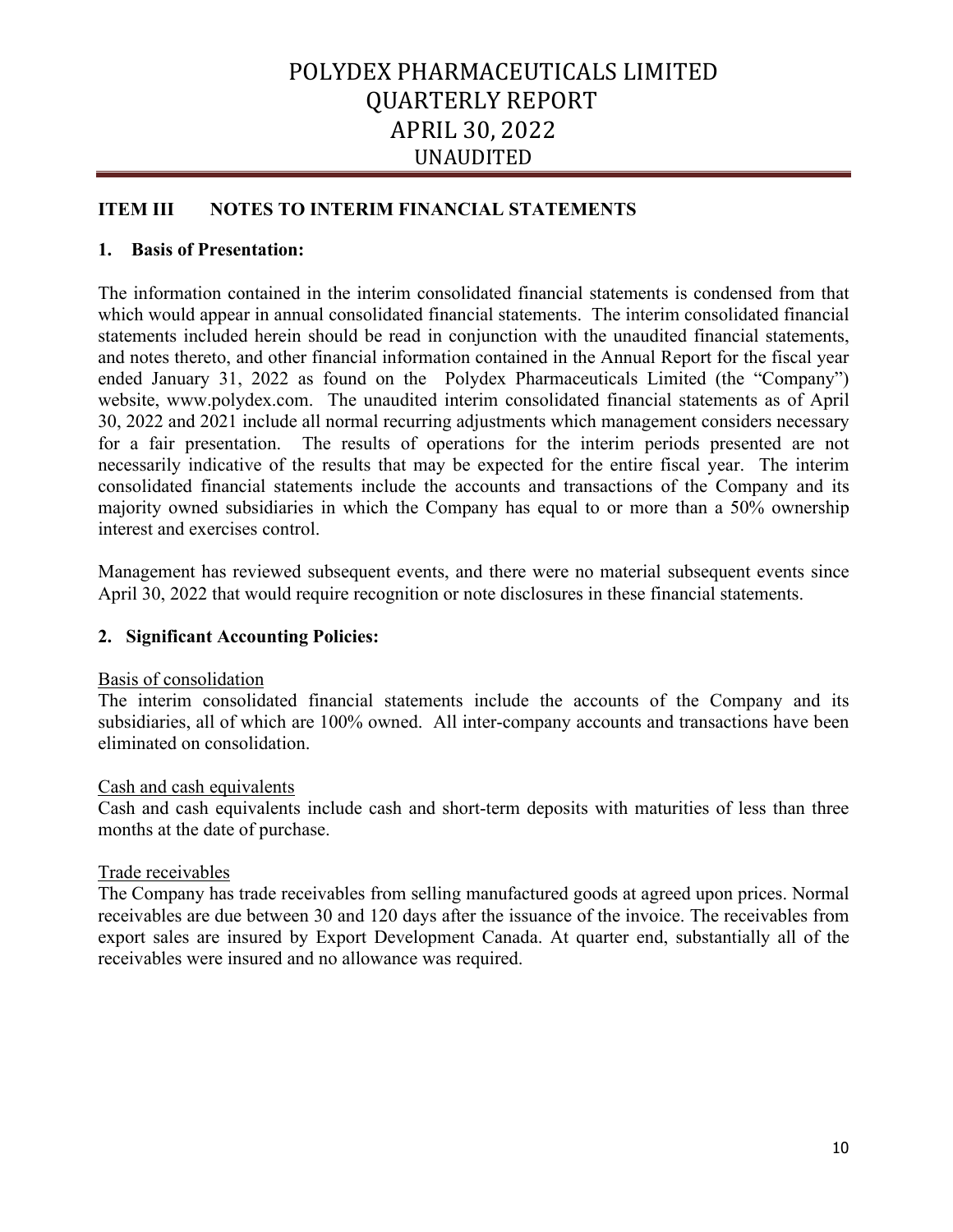## ITEM III NOTES TO INTERIM FINANCIAL STATEMENTS

### 1. Basis of Presentation:

The information contained in the interim consolidated financial statements is condensed from that which would appear in annual consolidated financial statements. The interim consolidated financial statements included herein should be read in conjunction with the unaudited financial statements, and notes thereto, and other financial information contained in the Annual Report for the fiscal year ended January 31, 2022 as found on the Polydex Pharmaceuticals Limited (the "Company") website, www.polydex.com. The unaudited interim consolidated financial statements as of April 30, 2022 and 2021 include all normal recurring adjustments which management considers necessary for a fair presentation. The results of operations for the interim periods presented are not necessarily indicative of the results that may be expected for the entire fiscal year. The interim consolidated financial statements include the accounts and transactions of the Company and its majority owned subsidiaries in which the Company has equal to or more than a 50% ownership interest and exercises control.

Management has reviewed subsequent events, and there were no material subsequent events since April 30, 2022 that would require recognition or note disclosures in these financial statements.

### 2. Significant Accounting Policies:

Basis of consolidation

The interim consolidated financial statements include the accounts of the Company and its subsidiaries, all of which are 100% owned. All inter-company accounts and transactions have been eliminated on consolidation.

Cash and cash equivalents

Cash and cash equivalents include cash and short-term deposits with maturities of less than three months at the date of purchase.

Trade receivables

The Company has trade receivables from selling manufactured goods at agreed upon prices. Normal receivables are due between 30 and 120 days after the issuance of the invoice. The receivables from export sales are insured by Export Development Canada. At quarter end, substantially all of the receivables were insured and no allowance was required.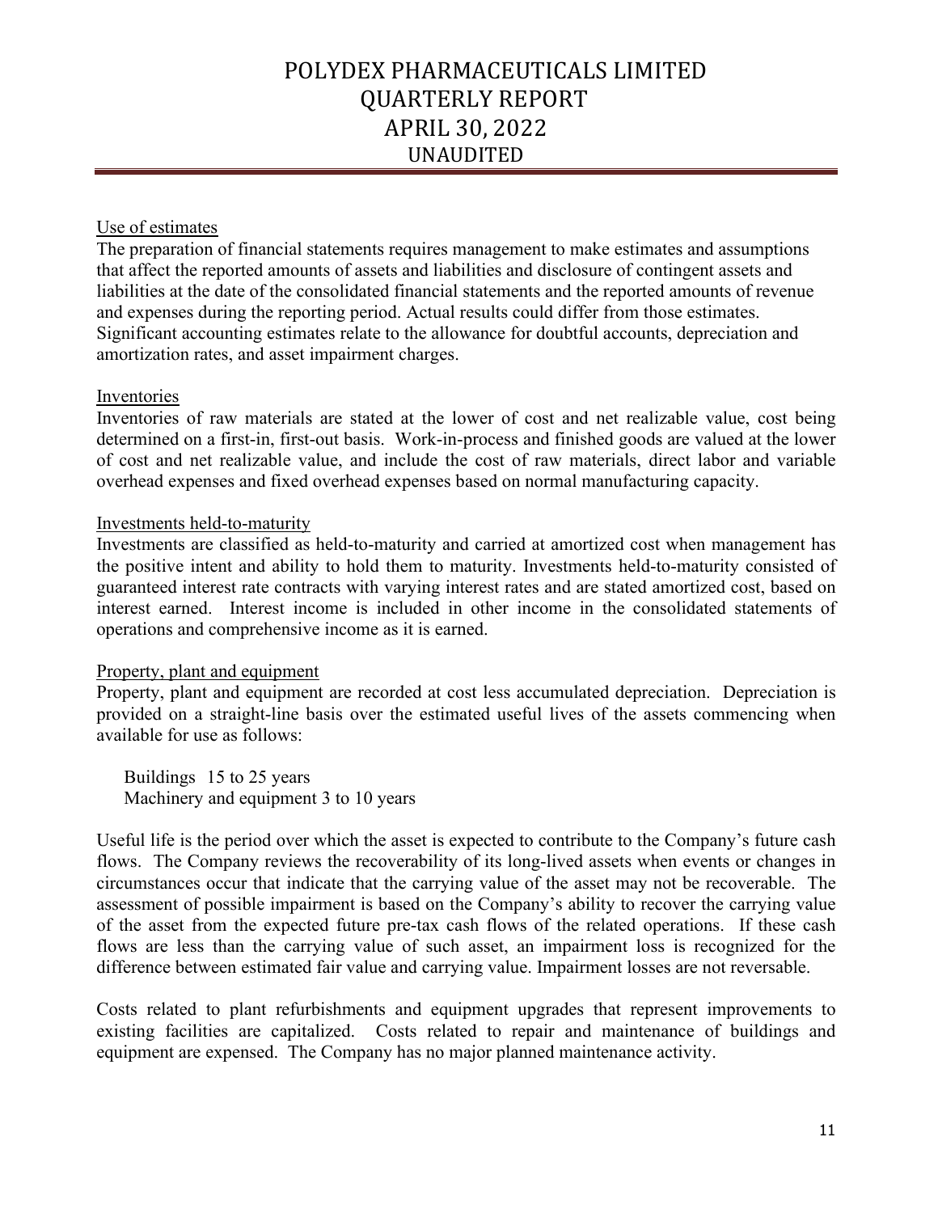Use of estimates

The preparation of financial statements requires management to make estimates and assumptions that affect the reported amounts of assets and liabilities and disclosure of contingent assets and liabilities at the date of the consolidated financial statements and the reported amounts of revenue and expenses during the reporting period. Actual results could differ from those estimates. Significant accounting estimates relate to the allowance for doubtful accounts, depreciation and amortization rates, and asset impairment charges.

Inventories

Inventories of raw materials are stated at the lower of cost and net realizable value, cost being determined on a first-in, first-out basis. Work-in-process and finished goods are valued at the lower of cost and net realizable value, and include the cost of raw materials, direct labor and variable overhead expenses and fixed overhead expenses based on normal manufacturing capacity.

Investments held-to-maturity

Investments are classified as held-to-maturity and carried at amortized cost when management has the positive intent and ability to hold them to maturity. Investments held-to-maturity consisted of guaranteed interest rate contracts with varying interest rates and are stated amortized cost, based on interest earned. Interest income is included in other income in the consolidated statements of operations and comprehensive income as it is earned.

Property, plant and equipment

Property, plant and equipment are recorded at cost less accumulated depreciation. Depreciation is provided on a straight-line basis over the estimated useful lives of the assets commencing when available for use as follows:

Buildings 15 to 25 years
Machinery and equipment 3 to 10 years

Useful life is the period over which the asset is expected to contribute to the Company's future cash flows. The Company reviews the recoverability of its long-lived assets when events or changes in circumstances occur that indicate that the carrying value of the asset may not be recoverable. The assessment of possible impairment is based on the Company's ability to recover the carrying value of the asset from the expected future pre-tax cash flows of the related operations. If these cash flows are less than the carrying value of such asset, an impairment loss is recognized for the difference between estimated fair value and carrying value. Impairment losses are not reversable.

Costs related to plant refurbishments and equipment upgrades that represent improvements to existing facilities are capitalized. Costs related to repair and maintenance of buildings and equipment are expensed. The Company has no major planned maintenance activity.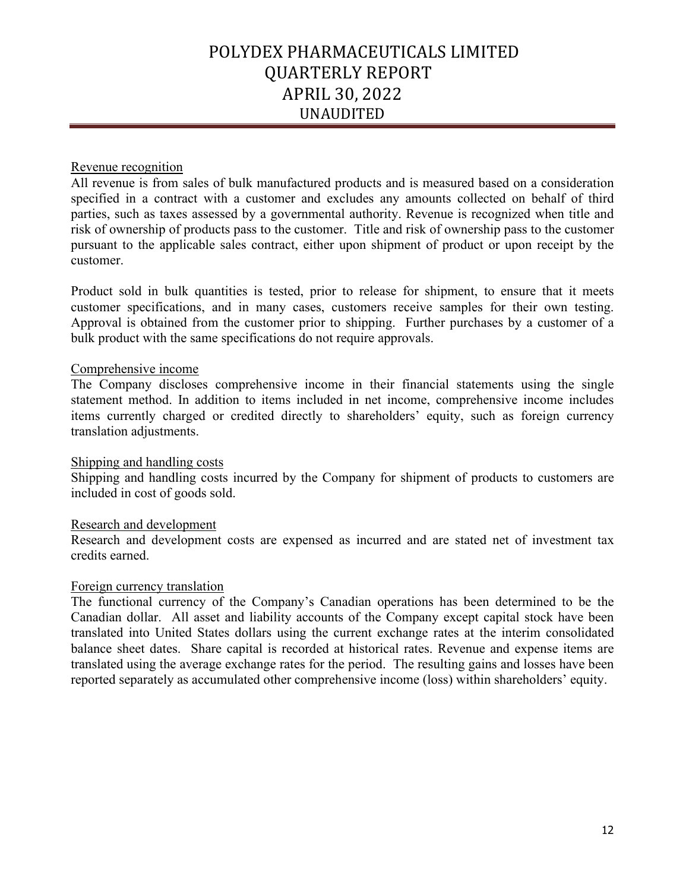Revenue recognition

All revenue is from sales of bulk manufactured products and is measured based on a consideration specified in a contract with a customer and excludes any amounts collected on behalf of third parties, such as taxes assessed by a governmental authority. Revenue is recognized when title and risk of ownership of products pass to the customer. Title and risk of ownership pass to the customer pursuant to the applicable sales contract, either upon shipment of product or upon receipt by the customer.

Product sold in bulk quantities is tested, prior to release for shipment, to ensure that it meets customer specifications, and in many cases, customers receive samples for their own testing. Approval is obtained from the customer prior to shipping. Further purchases by a customer of a bulk product with the same specifications do not require approvals.

Comprehensive income

The Company discloses comprehensive income in their financial statements using the single statement method. In addition to items included in net income, comprehensive income includes items currently charged or credited directly to shareholders' equity, such as foreign currency translation adjustments.

Shipping and handling costs

Shipping and handling costs incurred by the Company for shipment of products to customers are included in cost of goods sold.

Research and development

Research and development costs are expensed as incurred and are stated net of investment tax credits earned.

Foreign currency translation

The functional currency of the Company's Canadian operations has been determined to be the Canadian dollar. All asset and liability accounts of the Company except capital stock have been translated into United States dollars using the current exchange rates at the interim consolidated balance sheet dates. Share capital is recorded at historical rates. Revenue and expense items are translated using the average exchange rates for the period. The resulting gains and losses have been reported separately as accumulated other comprehensive income (loss) within shareholders' equity.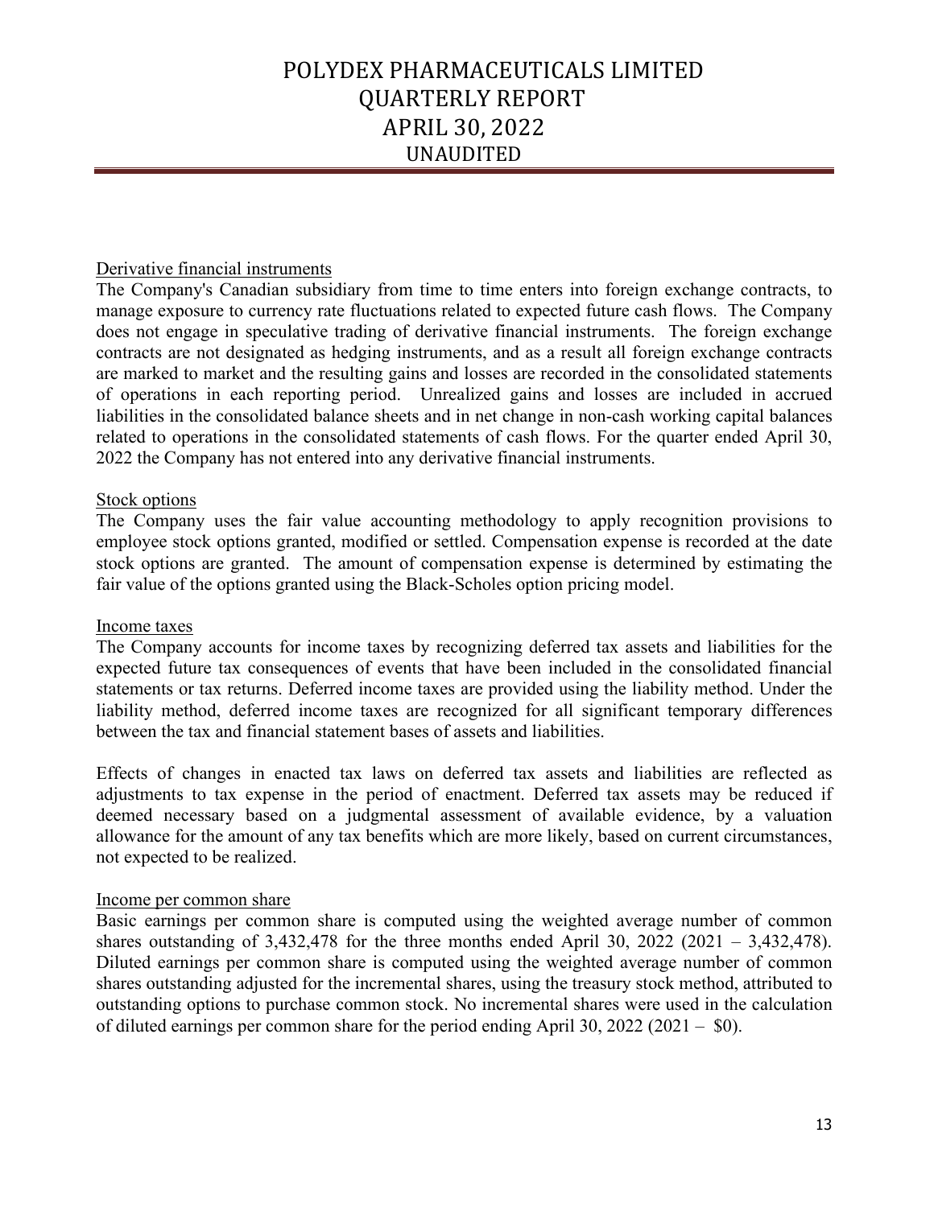Derivative financial instruments

The Company's Canadian subsidiary from time to time enters into foreign exchange contracts, to manage exposure to currency rate fluctuations related to expected future cash flows. The Company does not engage in speculative trading of derivative financial instruments. The foreign exchange contracts are not designated as hedging instruments, and as a result all foreign exchange contracts are marked to market and the resulting gains and losses are recorded in the consolidated statements of operations in each reporting period. Unrealized gains and losses are included in accrued liabilities in the consolidated balance sheets and in net change in non-cash working capital balances related to operations in the consolidated statements of cash flows. For the quarter ended April 30, 2022 the Company has not entered into any derivative financial instruments.

Stock options

The Company uses the fair value accounting methodology to apply recognition provisions to employee stock options granted, modified or settled. Compensation expense is recorded at the date stock options are granted. The amount of compensation expense is determined by estimating the fair value of the options granted using the Black-Scholes option pricing model.

Income taxes

The Company accounts for income taxes by recognizing deferred tax assets and liabilities for the expected future tax consequences of events that have been included in the consolidated financial statements or tax returns. Deferred income taxes are provided using the liability method. Under the liability method, deferred income taxes are recognized for all significant temporary differences between the tax and financial statement bases of assets and liabilities.

Effects of changes in enacted tax laws on deferred tax assets and liabilities are reflected as adjustments to tax expense in the period of enactment. Deferred tax assets may be reduced if deemed necessary based on a judgmental assessment of available evidence, by a valuation allowance for the amount of any tax benefits which are more likely, based on current circumstances, not expected to be realized.

Income per common share

Basic earnings per common share is computed using the weighted average number of common shares outstanding of 3,432,478 for the three months ended April 30, 2022 (2021 – 3,432,478). Diluted earnings per common share is computed using the weighted average number of common shares outstanding adjusted for the incremental shares, using the treasury stock method, attributed to outstanding options to purchase common stock. No incremental shares were used in the calculation of diluted earnings per common share for the period ending April 30, 2022 (2021 – $0).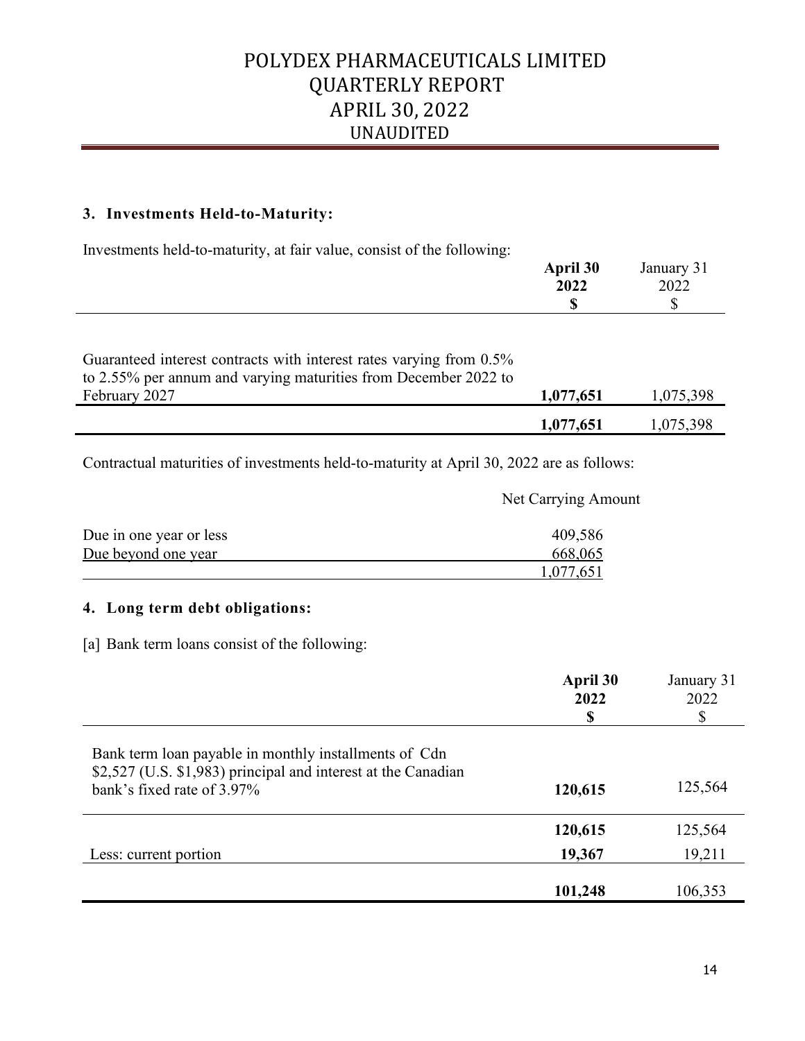### 3. Investments Held-to-Maturity:

Investments held-to-maturity, at fair value, consist of the following:

| | April 30 2022 $ | January 31 2022 $ |
|---|---|---|
| Guaranteed interest contracts with interest rates varying from 0.5% to 2.55% per annum and varying maturities from December 2022 to February 2027 | **1,077,651** | 1,075,398 |
| | **1,077,651** | 1,075,398 |

Contractual maturities of investments held-to-maturity at April 30, 2022 are as follows:

| | Net Carrying Amount |
|---|---|
| Due in one year or less | 409,586 |
| Due beyond one year | 668,065 |
| | 1,077,651 |

### 4. Long term debt obligations:

[a] Bank term loans consist of the following:

| | April 30 2022 $ | January 31 2022 $ |
|---|---|---|
| Bank term loan payable in monthly installments of Cdn $2,527 (U.S. $1,983) principal and interest at the Canadian bank's fixed rate of 3.97% | **120,615** | 125,564 |
| | **120,615** | 125,564 |
| Less: current portion | **19,367** | 19,211 |
| | **101,248** | 106,353 |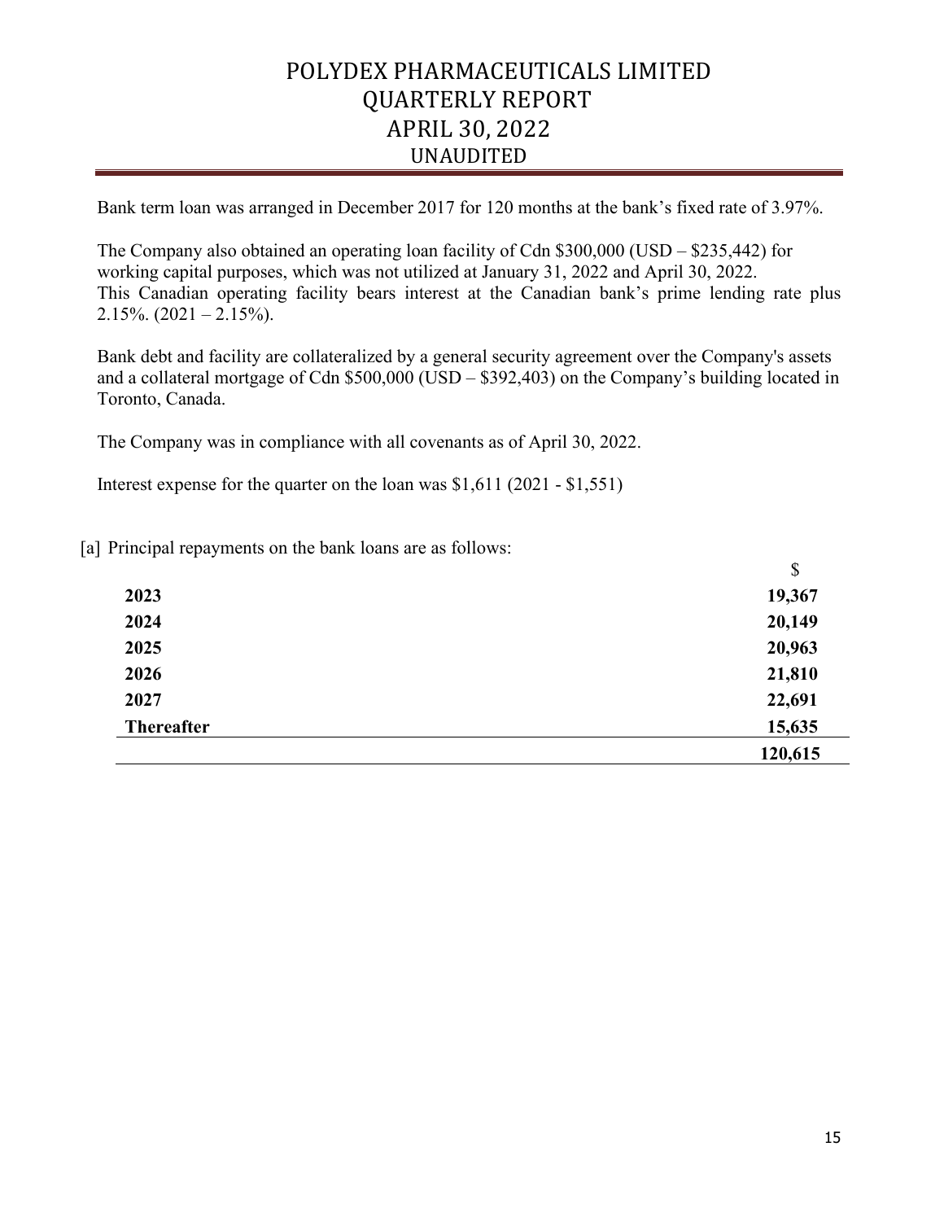Bank term loan was arranged in December 2017 for 120 months at the bank's fixed rate of 3.97%.

The Company also obtained an operating loan facility of Cdn $300,000 (USD – $235,442) for working capital purposes, which was not utilized at January 31, 2022 and April 30, 2022. This Canadian operating facility bears interest at the Canadian bank's prime lending rate plus 2.15%. (2021 – 2.15%).

Bank debt and facility are collateralized by a general security agreement over the Company's assets and a collateral mortgage of Cdn $500,000 (USD – $392,403) on the Company's building located in Toronto, Canada.

The Company was in compliance with all covenants as of April 30, 2022.

Interest expense for the quarter on the loan was $1,611 (2021 - $1,551)

[a] Principal repayments on the bank loans are as follows:

| | $ |
|---|---|
| **2023** | **19,367** |
| **2024** | **20,149** |
| **2025** | **20,963** |
| **2026** | **21,810** |
| **2027** | **22,691** |
| **Thereafter** | **15,635** |
| | **120,615** |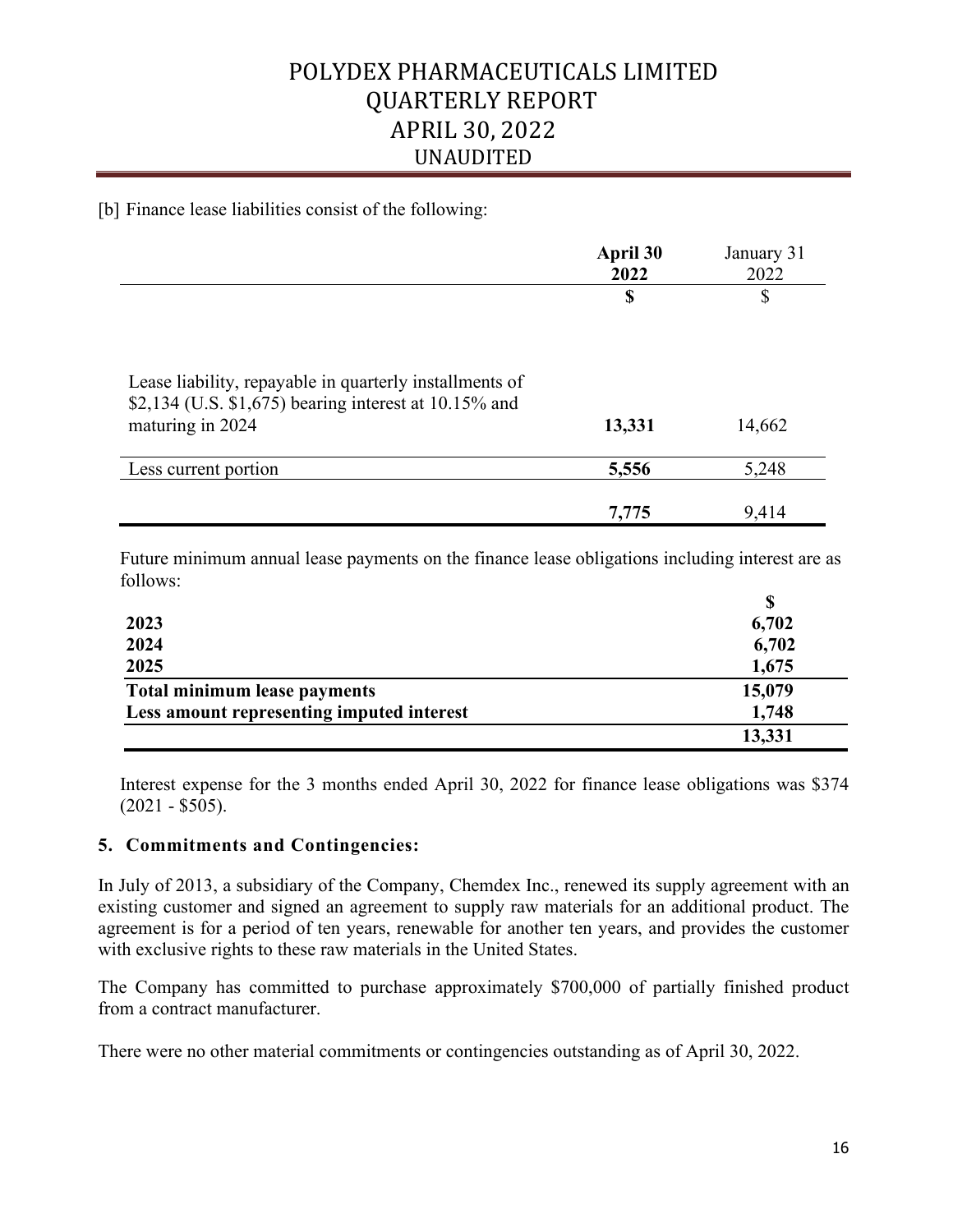[b] Finance lease liabilities consist of the following:

| | **April 30 2022** | January 31 2022 |
|---|---|---|
| | **$** | $ |
| Lease liability, repayable in quarterly installments of $2,134 (U.S. $1,675) bearing interest at 10.15% and maturing in 2024 | **13,331** | 14,662 |
| Less current portion | **5,556** | 5,248 |
| | **7,775** | 9,414 |

Future minimum annual lease payments on the finance lease obligations including interest are as follows:

| | **$** |
|---|---|
| **2023** | **6,702** |
| **2024** | **6,702** |
| **2025** | **1,675** |
| **Total minimum lease payments** | **15,079** |
| **Less amount representing imputed interest** | **1,748** |
| | **13,331** |

Interest expense for the 3 months ended April 30, 2022 for finance lease obligations was $374 (2021 - $505).

## 5. Commitments and Contingencies:

In July of 2013, a subsidiary of the Company, Chemdex Inc., renewed its supply agreement with an existing customer and signed an agreement to supply raw materials for an additional product. The agreement is for a period of ten years, renewable for another ten years, and provides the customer with exclusive rights to these raw materials in the United States.

The Company has committed to purchase approximately $700,000 of partially finished product from a contract manufacturer.

There were no other material commitments or contingencies outstanding as of April 30, 2022.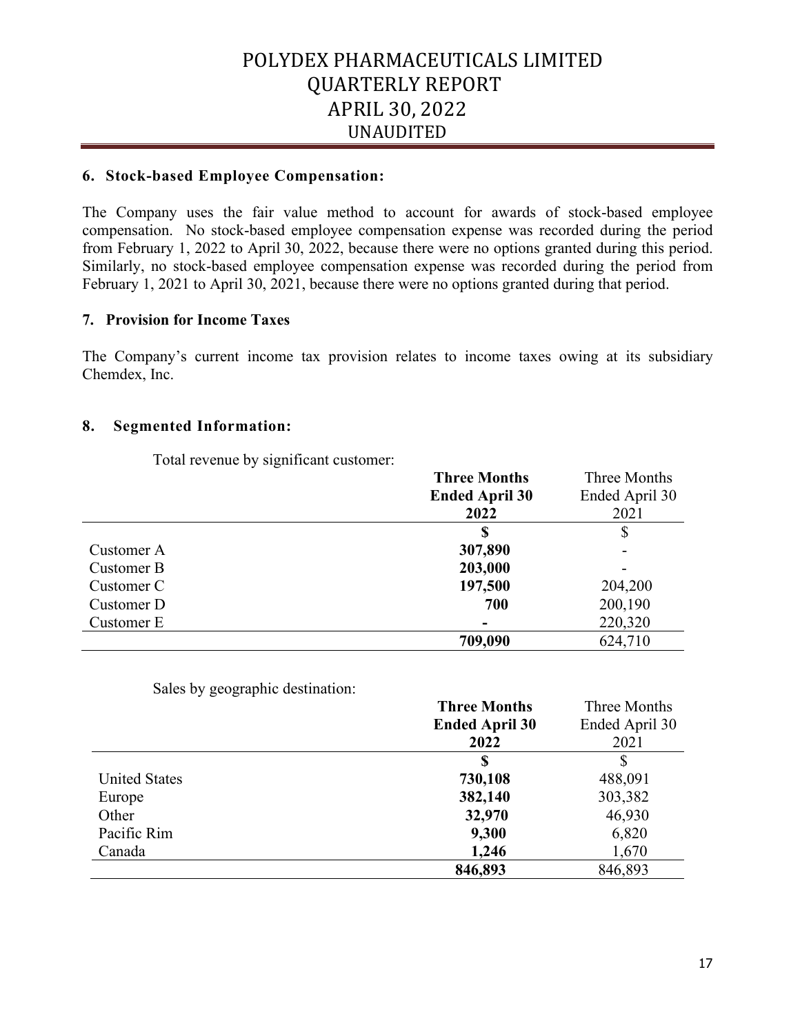## 6. Stock-based Employee Compensation:

The Company uses the fair value method to account for awards of stock-based employee compensation. No stock-based employee compensation expense was recorded during the period from February 1, 2022 to April 30, 2022, because there were no options granted during this period. Similarly, no stock-based employee compensation expense was recorded during the period from February 1, 2021 to April 30, 2021, because there were no options granted during that period.

## 7. Provision for Income Taxes

The Company's current income tax provision relates to income taxes owing at its subsidiary Chemdex, Inc.

## 8. Segmented Information:

Total revenue by significant customer:

| | **Three Months Ended April 30 2022** | Three Months Ended April 30 2021 |
|---|---|---|
| | **$** | $ |
| Customer A | **307,890** | - |
| Customer B | **203,000** | - |
| Customer C | **197,500** | 204,200 |
| Customer D | **700** | 200,190 |
| Customer E | **-** | 220,320 |
| | **709,090** | 624,710 |

Sales by geographic destination:

| | **Three Months Ended April 30 2022** | Three Months Ended April 30 2021 |
|---|---|---|
| | **$** | $ |
| United States | **730,108** | 488,091 |
| Europe | **382,140** | 303,382 |
| Other | **32,970** | 46,930 |
| Pacific Rim | **9,300** | 6,820 |
| Canada | **1,246** | 1,670 |
| | **846,893** | 846,893 |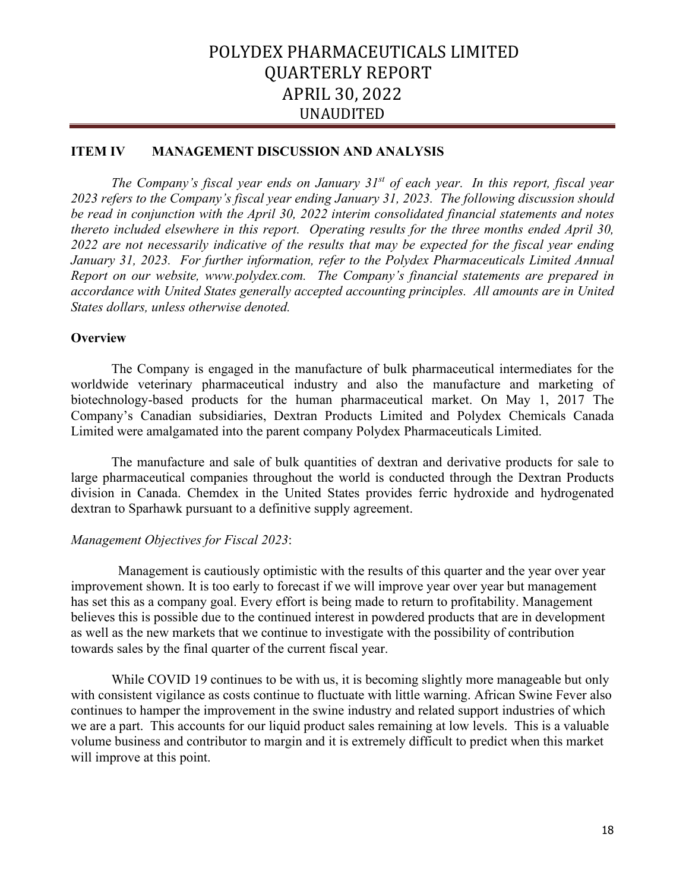## ITEM IV MANAGEMENT DISCUSSION AND ANALYSIS

*The Company's fiscal year ends on January 31st of each year. In this report, fiscal year 2023 refers to the Company's fiscal year ending January 31, 2023. The following discussion should be read in conjunction with the April 30, 2022 interim consolidated financial statements and notes thereto included elsewhere in this report. Operating results for the three months ended April 30, 2022 are not necessarily indicative of the results that may be expected for the fiscal year ending January 31, 2023. For further information, refer to the Polydex Pharmaceuticals Limited Annual Report on our website, www.polydex.com. The Company's financial statements are prepared in accordance with United States generally accepted accounting principles. All amounts are in United States dollars, unless otherwise denoted.*

### Overview

The Company is engaged in the manufacture of bulk pharmaceutical intermediates for the worldwide veterinary pharmaceutical industry and also the manufacture and marketing of biotechnology-based products for the human pharmaceutical market. On May 1, 2017 The Company's Canadian subsidiaries, Dextran Products Limited and Polydex Chemicals Canada Limited were amalgamated into the parent company Polydex Pharmaceuticals Limited.

The manufacture and sale of bulk quantities of dextran and derivative products for sale to large pharmaceutical companies throughout the world is conducted through the Dextran Products division in Canada. Chemdex in the United States provides ferric hydroxide and hydrogenated dextran to Sparhawk pursuant to a definitive supply agreement.

*Management Objectives for Fiscal 2023*:

Management is cautiously optimistic with the results of this quarter and the year over year improvement shown. It is too early to forecast if we will improve year over year but management has set this as a company goal. Every effort is being made to return to profitability. Management believes this is possible due to the continued interest in powdered products that are in development as well as the new markets that we continue to investigate with the possibility of contribution towards sales by the final quarter of the current fiscal year.

While COVID 19 continues to be with us, it is becoming slightly more manageable but only with consistent vigilance as costs continue to fluctuate with little warning. African Swine Fever also continues to hamper the improvement in the swine industry and related support industries of which we are a part. This accounts for our liquid product sales remaining at low levels. This is a valuable volume business and contributor to margin and it is extremely difficult to predict when this market will improve at this point.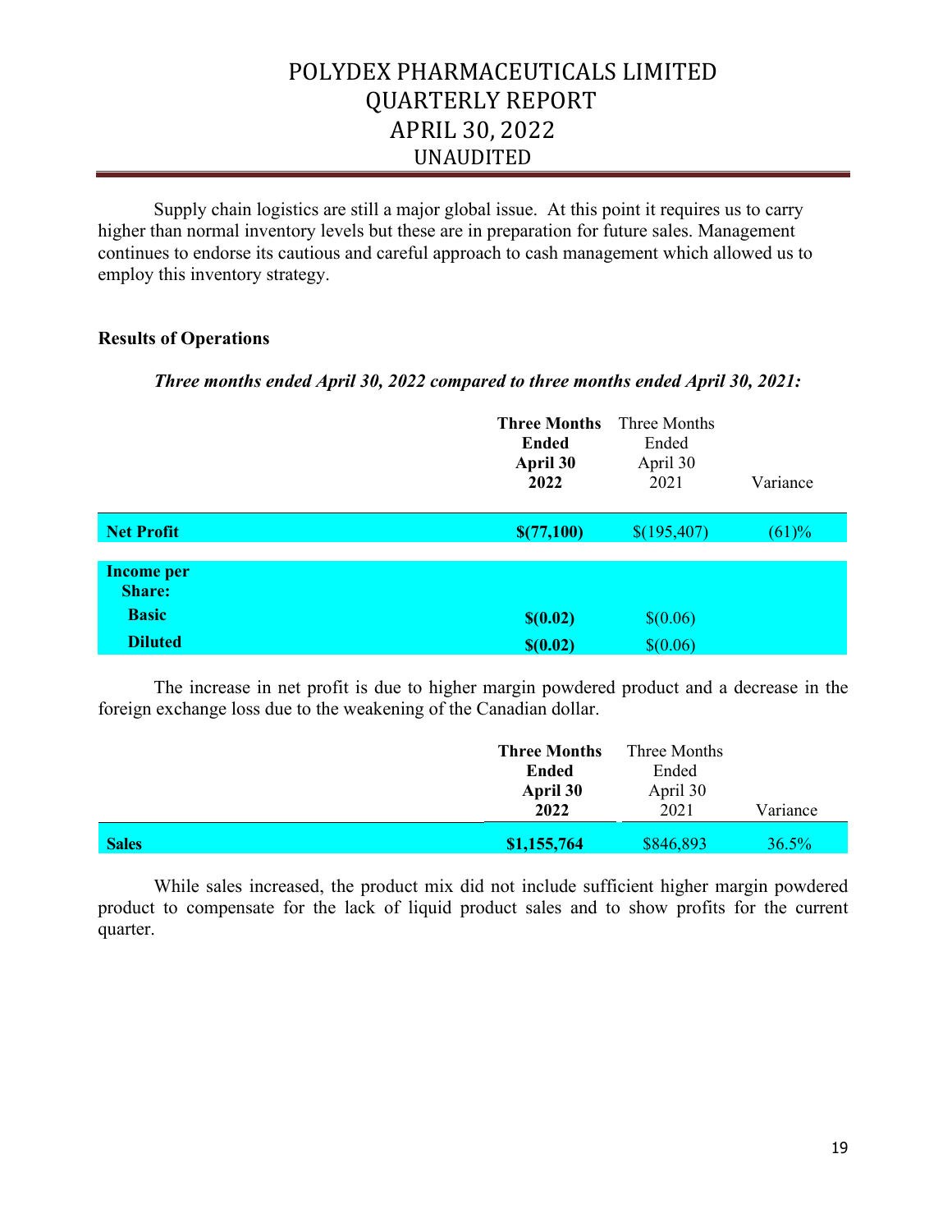Supply chain logistics are still a major global issue. At this point it requires us to carry higher than normal inventory levels but these are in preparation for future sales. Management continues to endorse its cautious and careful approach to cash management which allowed us to employ this inventory strategy.

**Results of Operations**

***Three months ended April 30, 2022 compared to three months ended April 30, 2021:***

| | **Three Months Ended April 30 2022** | Three Months Ended April 30 2021 | Variance |
|---|---|---|---|
| **Net Profit** | **$(77,100)** | $(195,407) | (61)% |
| | | | |
| **Income per Share:** | | | |
| **Basic** | **$(0.02)** | $(0.06) | |
| **Diluted** | **$(0.02)** | $(0.06) | |

The increase in net profit is due to higher margin powdered product and a decrease in the foreign exchange loss due to the weakening of the Canadian dollar.

| | **Three Months Ended April 30 2022** | Three Months Ended April 30 2021 | Variance |
|---|---|---|---|
| **Sales** | **$1,155,764** | $846,893 | 36.5% |

While sales increased, the product mix did not include sufficient higher margin powdered product to compensate for the lack of liquid product sales and to show profits for the current quarter.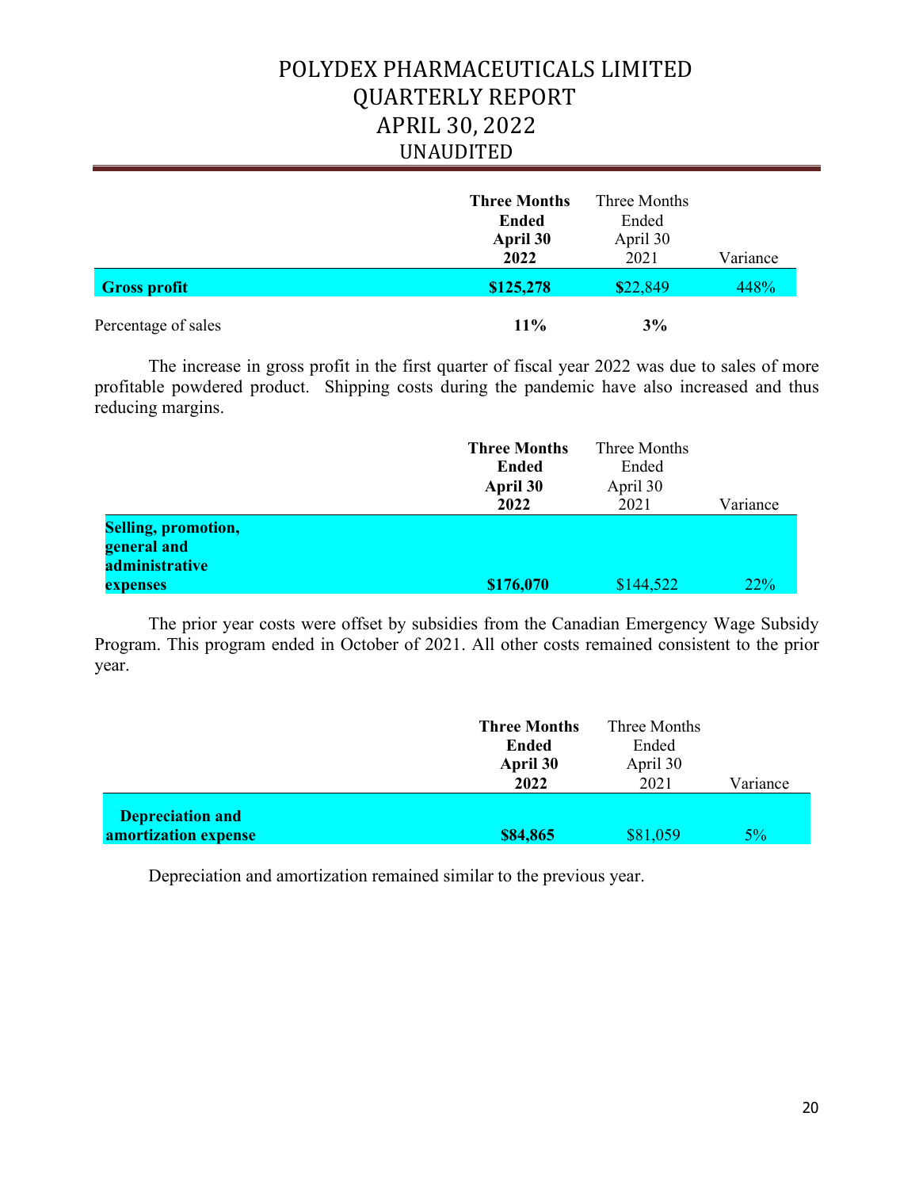| | **Three Months Ended April 30 2022** | Three Months Ended April 30 2021 | Variance |
|---|---|---|---|
| **Gross profit** | **$125,278** | $22,849 | 448% |
| Percentage of sales | **11%** | **3%** | |

The increase in gross profit in the first quarter of fiscal year 2022 was due to sales of more profitable powdered product. Shipping costs during the pandemic have also increased and thus reducing margins.

| | **Three Months Ended April 30 2022** | Three Months Ended April 30 2021 | Variance |
|---|---|---|---|
| **Selling, promotion, general and administrative expenses** | **$176,070** | $144,522 | 22% |

The prior year costs were offset by subsidies from the Canadian Emergency Wage Subsidy Program. This program ended in October of 2021. All other costs remained consistent to the prior year.

| | **Three Months Ended April 30 2022** | Three Months Ended April 30 2021 | Variance |
|---|---|---|---|
| **Depreciation and amortization expense** | **$84,865** | $81,059 | 5% |

Depreciation and amortization remained similar to the previous year.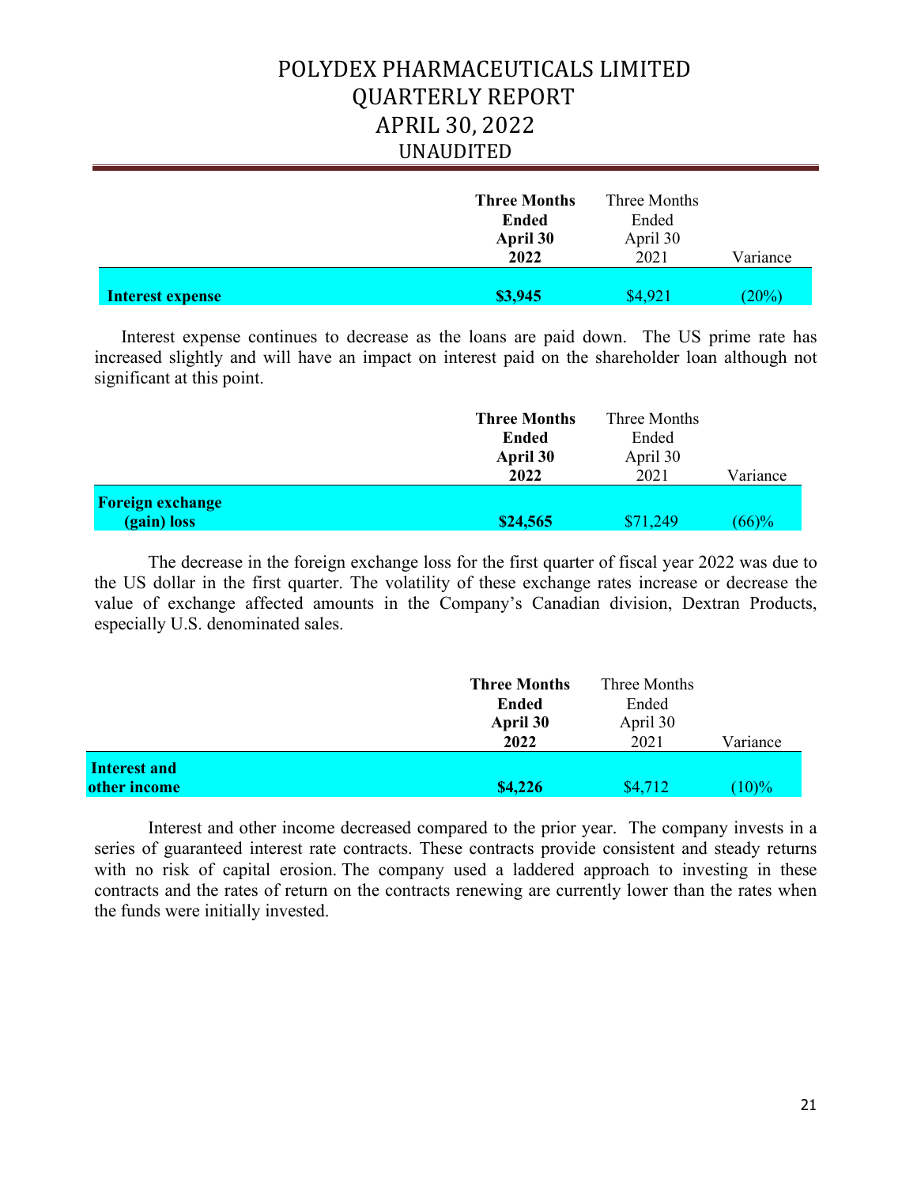|  | **Three Months Ended April 30 2022** | Three Months Ended April 30 2021 | Variance |
|---|---|---|---|
| **Interest expense** | **$3,945** | $4,921 | (20%) |

Interest expense continues to decrease as the loans are paid down. The US prime rate has increased slightly and will have an impact on interest paid on the shareholder loan although not significant at this point.

|  | **Three Months Ended April 30 2022** | Three Months Ended April 30 2021 | Variance |
|---|---|---|---|
| **Foreign exchange (gain) loss** | **$24,565** | $71,249 | (66)% |

The decrease in the foreign exchange loss for the first quarter of fiscal year 2022 was due to the US dollar in the first quarter. The volatility of these exchange rates increase or decrease the value of exchange affected amounts in the Company's Canadian division, Dextran Products, especially U.S. denominated sales.

|  | **Three Months Ended April 30 2022** | Three Months Ended April 30 2021 | Variance |
|---|---|---|---|
| **Interest and other income** | **$4,226** | $4,712 | (10)% |

Interest and other income decreased compared to the prior year. The company invests in a series of guaranteed interest rate contracts. These contracts provide consistent and steady returns with no risk of capital erosion. The company used a laddered approach to investing in these contracts and the rates of return on the contracts renewing are currently lower than the rates when the funds were initially invested.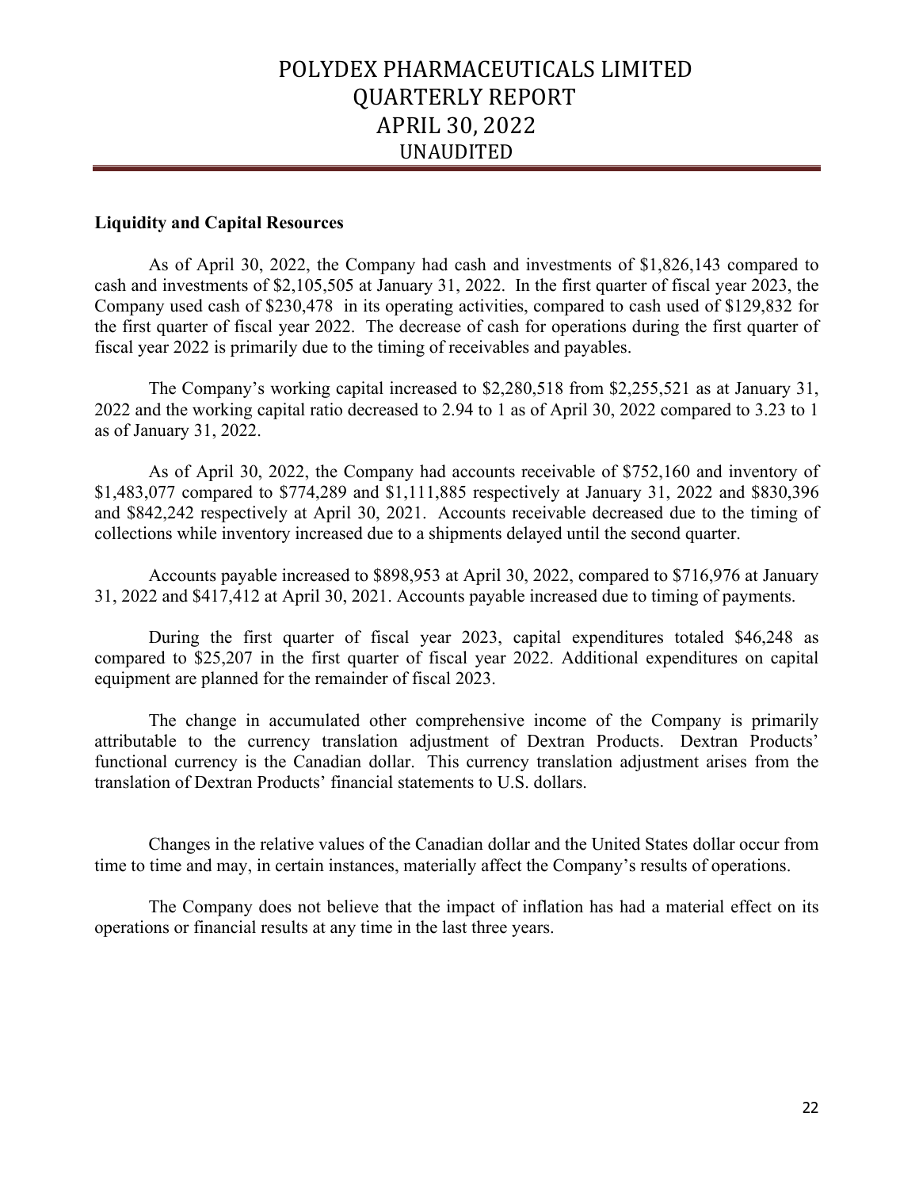## Liquidity and Capital Resources

As of April 30, 2022, the Company had cash and investments of $1,826,143 compared to cash and investments of $2,105,505 at January 31, 2022. In the first quarter of fiscal year 2023, the Company used cash of $230,478 in its operating activities, compared to cash used of $129,832 for the first quarter of fiscal year 2022. The decrease of cash for operations during the first quarter of fiscal year 2022 is primarily due to the timing of receivables and payables.

The Company's working capital increased to $2,280,518 from $2,255,521 as at January 31, 2022 and the working capital ratio decreased to 2.94 to 1 as of April 30, 2022 compared to 3.23 to 1 as of January 31, 2022.

As of April 30, 2022, the Company had accounts receivable of $752,160 and inventory of $1,483,077 compared to $774,289 and $1,111,885 respectively at January 31, 2022 and $830,396 and $842,242 respectively at April 30, 2021. Accounts receivable decreased due to the timing of collections while inventory increased due to a shipments delayed until the second quarter.

Accounts payable increased to $898,953 at April 30, 2022, compared to $716,976 at January 31, 2022 and $417,412 at April 30, 2021. Accounts payable increased due to timing of payments.

During the first quarter of fiscal year 2023, capital expenditures totaled $46,248 as compared to $25,207 in the first quarter of fiscal year 2022. Additional expenditures on capital equipment are planned for the remainder of fiscal 2023.

The change in accumulated other comprehensive income of the Company is primarily attributable to the currency translation adjustment of Dextran Products. Dextran Products' functional currency is the Canadian dollar. This currency translation adjustment arises from the translation of Dextran Products' financial statements to U.S. dollars.

Changes in the relative values of the Canadian dollar and the United States dollar occur from time to time and may, in certain instances, materially affect the Company's results of operations.

The Company does not believe that the impact of inflation has had a material effect on its operations or financial results at any time in the last three years.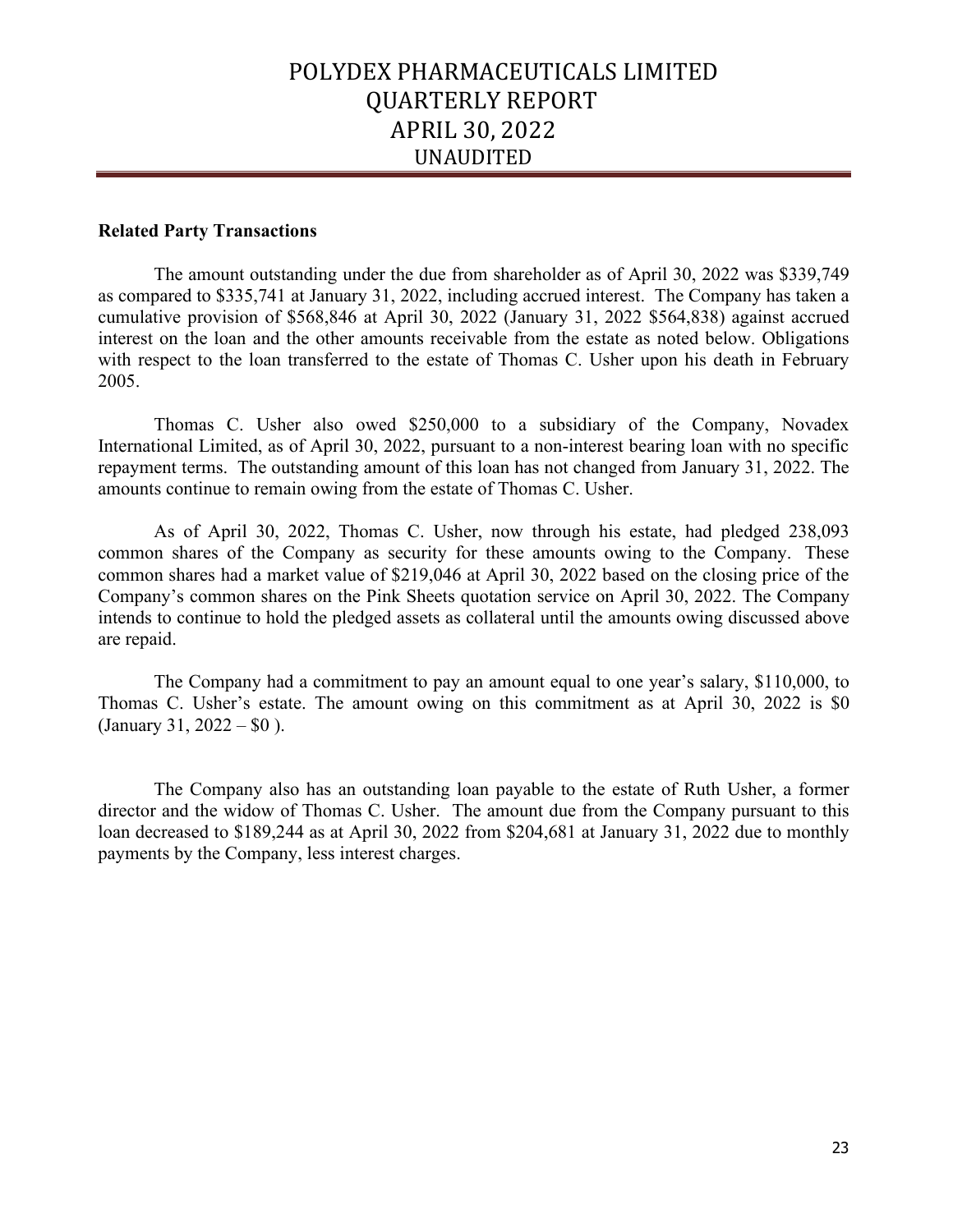**Related Party Transactions**

The amount outstanding under the due from shareholder as of April 30, 2022 was $339,749 as compared to $335,741 at January 31, 2022, including accrued interest. The Company has taken a cumulative provision of $568,846 at April 30, 2022 (January 31, 2022 $564,838) against accrued interest on the loan and the other amounts receivable from the estate as noted below. Obligations with respect to the loan transferred to the estate of Thomas C. Usher upon his death in February 2005.

Thomas C. Usher also owed $250,000 to a subsidiary of the Company, Novadex International Limited, as of April 30, 2022, pursuant to a non-interest bearing loan with no specific repayment terms. The outstanding amount of this loan has not changed from January 31, 2022. The amounts continue to remain owing from the estate of Thomas C. Usher.

As of April 30, 2022, Thomas C. Usher, now through his estate, had pledged 238,093 common shares of the Company as security for these amounts owing to the Company. These common shares had a market value of $219,046 at April 30, 2022 based on the closing price of the Company's common shares on the Pink Sheets quotation service on April 30, 2022. The Company intends to continue to hold the pledged assets as collateral until the amounts owing discussed above are repaid.

The Company had a commitment to pay an amount equal to one year's salary, $110,000, to Thomas C. Usher's estate. The amount owing on this commitment as at April 30, 2022 is $0 (January 31, 2022 – $0 ).

The Company also has an outstanding loan payable to the estate of Ruth Usher, a former director and the widow of Thomas C. Usher. The amount due from the Company pursuant to this loan decreased to $189,244 as at April 30, 2022 from $204,681 at January 31, 2022 due to monthly payments by the Company, less interest charges.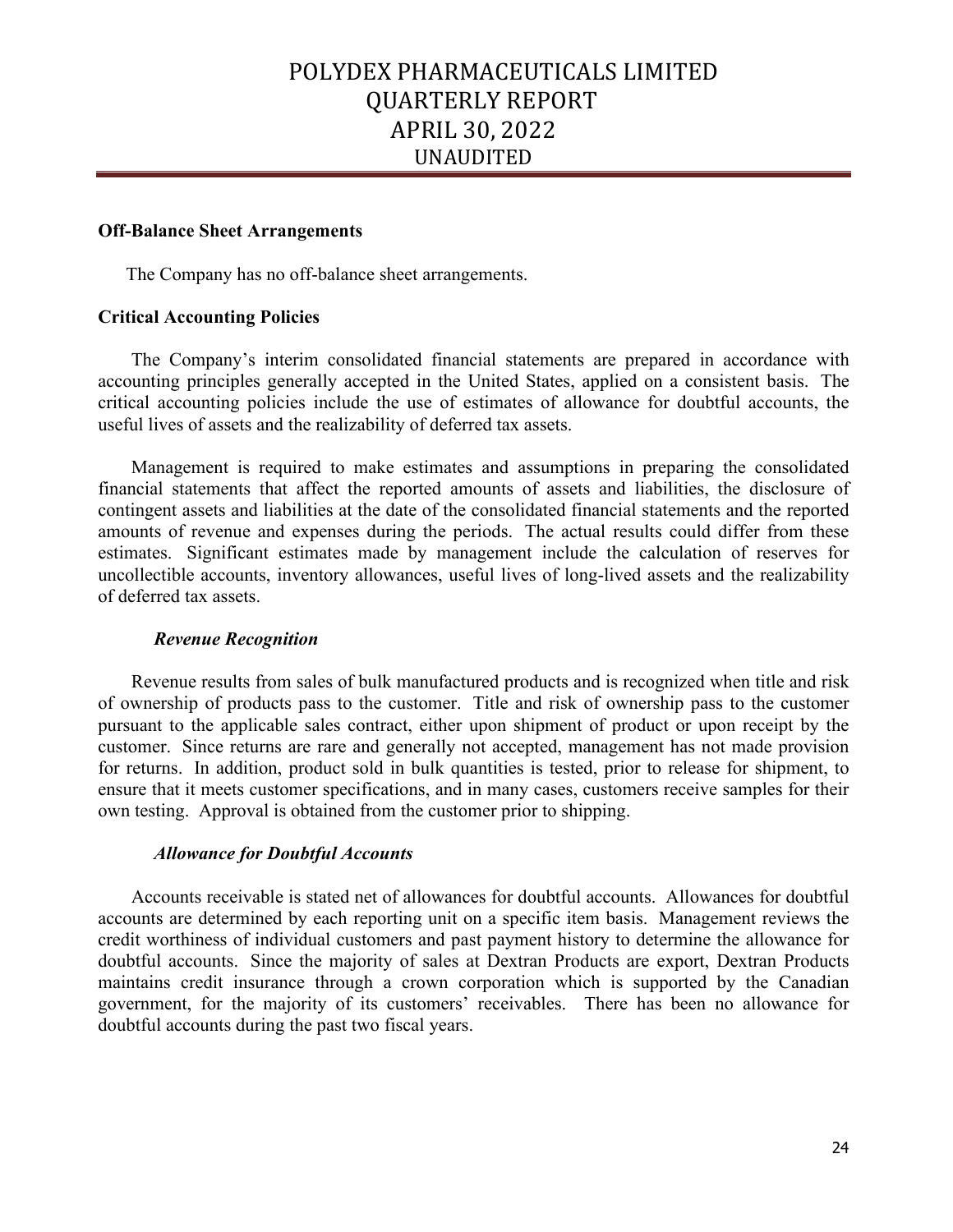**Off-Balance Sheet Arrangements**

The Company has no off-balance sheet arrangements.

**Critical Accounting Policies**

The Company's interim consolidated financial statements are prepared in accordance with accounting principles generally accepted in the United States, applied on a consistent basis. The critical accounting policies include the use of estimates of allowance for doubtful accounts, the useful lives of assets and the realizability of deferred tax assets.

Management is required to make estimates and assumptions in preparing the consolidated financial statements that affect the reported amounts of assets and liabilities, the disclosure of contingent assets and liabilities at the date of the consolidated financial statements and the reported amounts of revenue and expenses during the periods. The actual results could differ from these estimates. Significant estimates made by management include the calculation of reserves for uncollectible accounts, inventory allowances, useful lives of long-lived assets and the realizability of deferred tax assets.

***Revenue Recognition***

Revenue results from sales of bulk manufactured products and is recognized when title and risk of ownership of products pass to the customer. Title and risk of ownership pass to the customer pursuant to the applicable sales contract, either upon shipment of product or upon receipt by the customer. Since returns are rare and generally not accepted, management has not made provision for returns. In addition, product sold in bulk quantities is tested, prior to release for shipment, to ensure that it meets customer specifications, and in many cases, customers receive samples for their own testing. Approval is obtained from the customer prior to shipping.

***Allowance for Doubtful Accounts***

Accounts receivable is stated net of allowances for doubtful accounts. Allowances for doubtful accounts are determined by each reporting unit on a specific item basis. Management reviews the credit worthiness of individual customers and past payment history to determine the allowance for doubtful accounts. Since the majority of sales at Dextran Products are export, Dextran Products maintains credit insurance through a crown corporation which is supported by the Canadian government, for the majority of its customers' receivables. There has been no allowance for doubtful accounts during the past two fiscal years.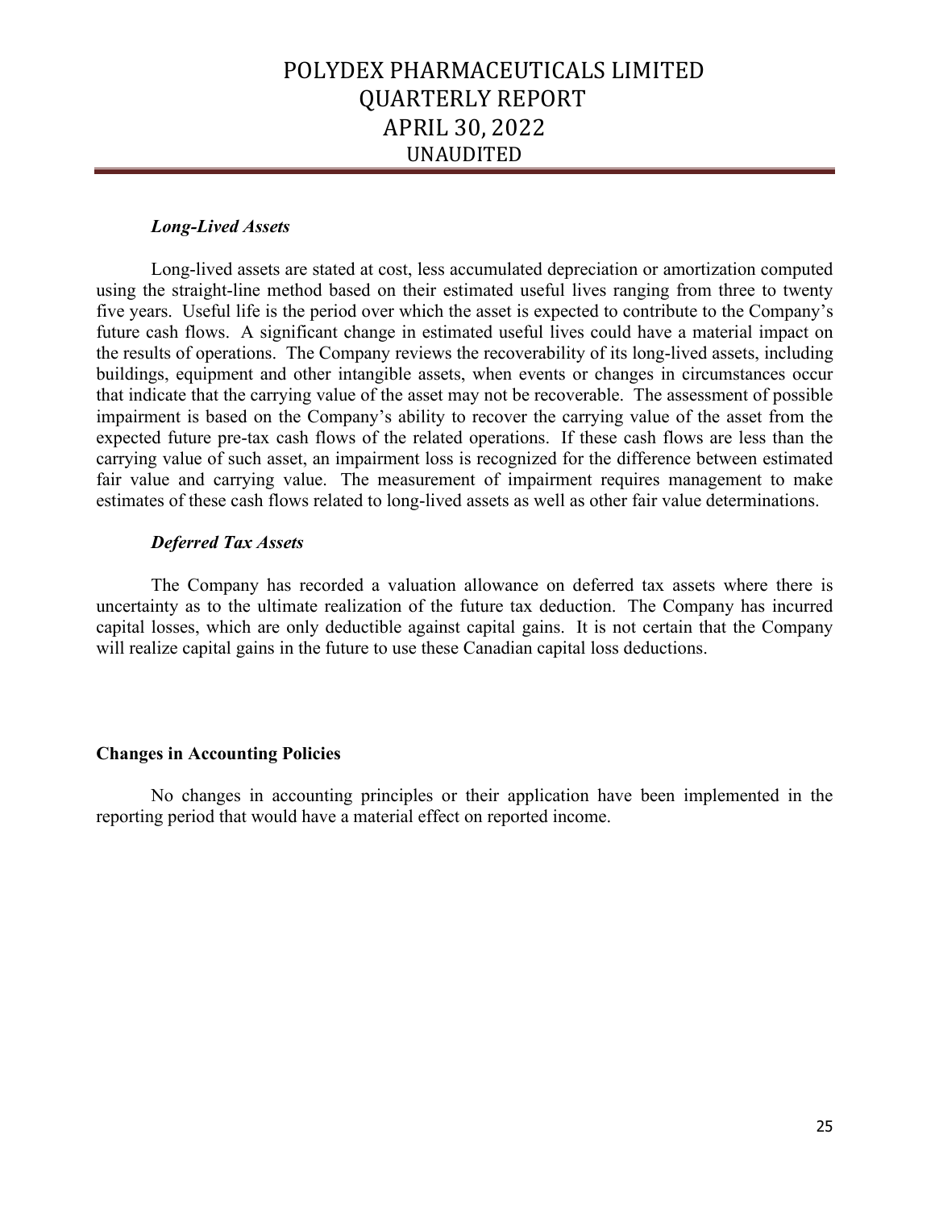### *Long-Lived Assets*

Long-lived assets are stated at cost, less accumulated depreciation or amortization computed using the straight-line method based on their estimated useful lives ranging from three to twenty five years. Useful life is the period over which the asset is expected to contribute to the Company's future cash flows. A significant change in estimated useful lives could have a material impact on the results of operations. The Company reviews the recoverability of its long-lived assets, including buildings, equipment and other intangible assets, when events or changes in circumstances occur that indicate that the carrying value of the asset may not be recoverable. The assessment of possible impairment is based on the Company's ability to recover the carrying value of the asset from the expected future pre-tax cash flows of the related operations. If these cash flows are less than the carrying value of such asset, an impairment loss is recognized for the difference between estimated fair value and carrying value. The measurement of impairment requires management to make estimates of these cash flows related to long-lived assets as well as other fair value determinations.

### *Deferred Tax Assets*

The Company has recorded a valuation allowance on deferred tax assets where there is uncertainty as to the ultimate realization of the future tax deduction. The Company has incurred capital losses, which are only deductible against capital gains. It is not certain that the Company will realize capital gains in the future to use these Canadian capital loss deductions.

## Changes in Accounting Policies

No changes in accounting principles or their application have been implemented in the reporting period that would have a material effect on reported income.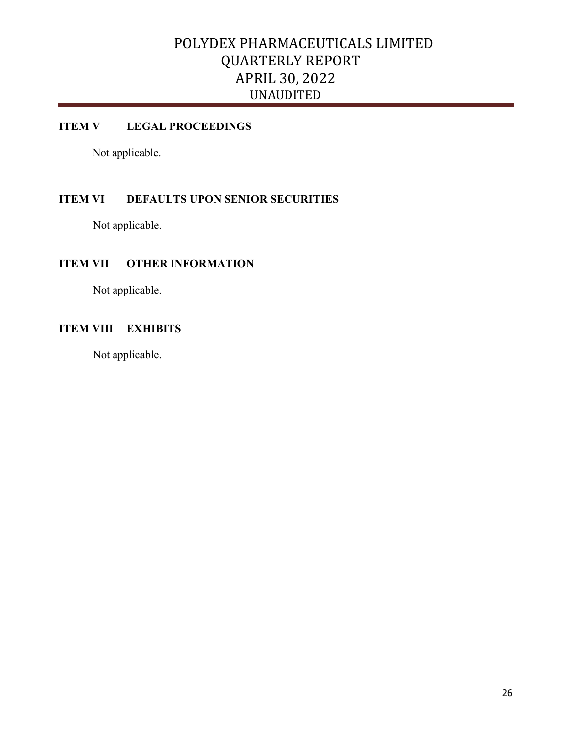## ITEM V LEGAL PROCEEDINGS

Not applicable.

## ITEM VI DEFAULTS UPON SENIOR SECURITIES

Not applicable.

## ITEM VII OTHER INFORMATION

Not applicable.

## ITEM VIII EXHIBITS

Not applicable.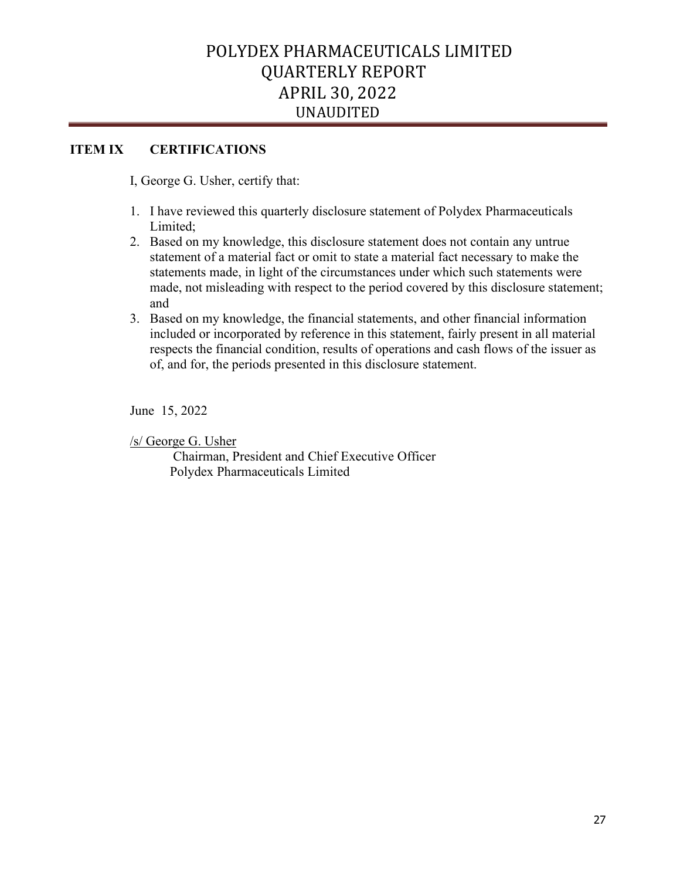## ITEM IX CERTIFICATIONS

I, George G. Usher, certify that:

1. I have reviewed this quarterly disclosure statement of Polydex Pharmaceuticals Limited;
2. Based on my knowledge, this disclosure statement does not contain any untrue statement of a material fact or omit to state a material fact necessary to make the statements made, in light of the circumstances under which such statements were made, not misleading with respect to the period covered by this disclosure statement; and
3. Based on my knowledge, the financial statements, and other financial information included or incorporated by reference in this statement, fairly present in all material respects the financial condition, results of operations and cash flows of the issuer as of, and for, the periods presented in this disclosure statement.

June 15, 2022

/s/ George G. Usher
Chairman, President and Chief Executive Officer
Polydex Pharmaceuticals Limited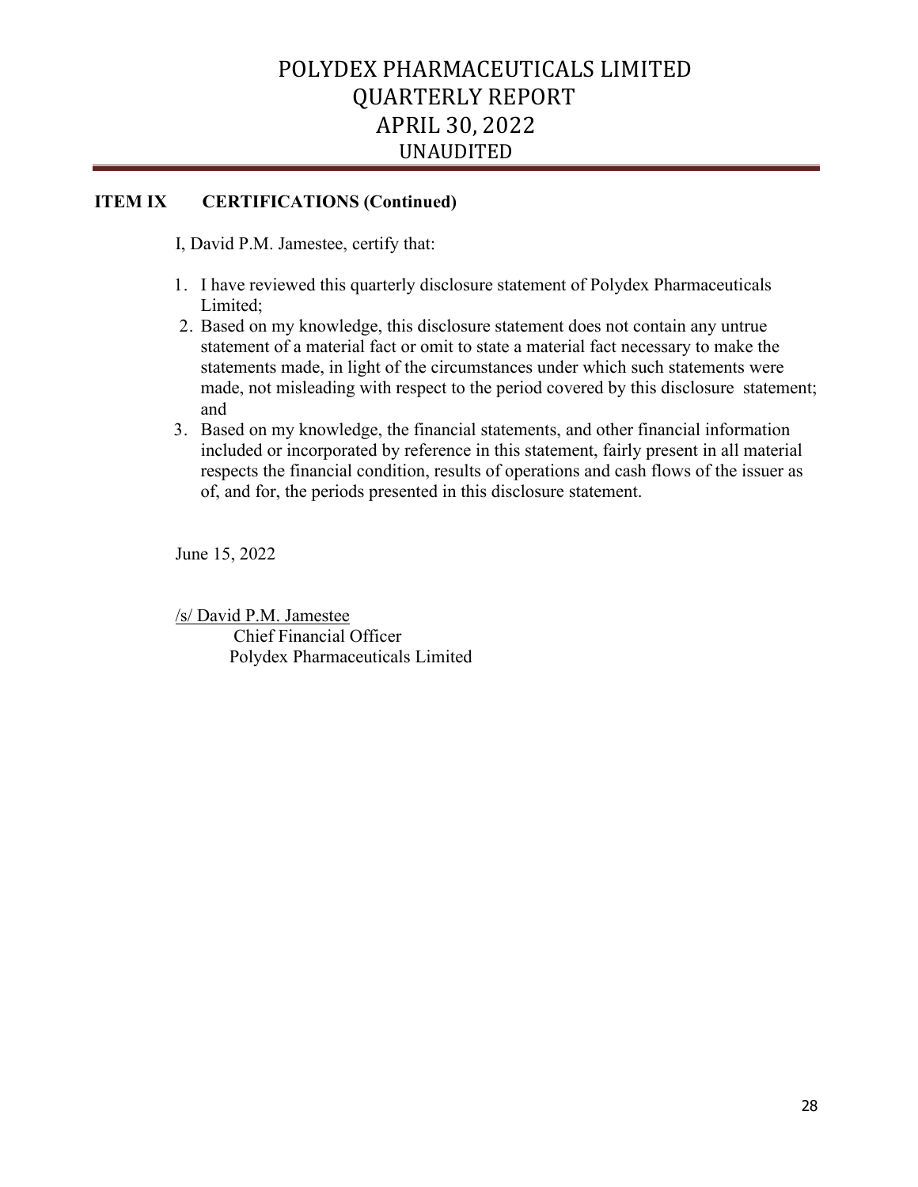**ITEM IX CERTIFICATIONS (Continued)**

I, David P.M. Jamestee, certify that:

1. I have reviewed this quarterly disclosure statement of Polydex Pharmaceuticals Limited;
2. Based on my knowledge, this disclosure statement does not contain any untrue statement of a material fact or omit to state a material fact necessary to make the statements made, in light of the circumstances under which such statements were made, not misleading with respect to the period covered by this disclosure statement; and
3. Based on my knowledge, the financial statements, and other financial information included or incorporated by reference in this statement, fairly present in all material respects the financial condition, results of operations and cash flows of the issuer as of, and for, the periods presented in this disclosure statement.

June 15, 2022

/s/ David P.M. Jamestee
Chief Financial Officer
Polydex Pharmaceuticals Limited